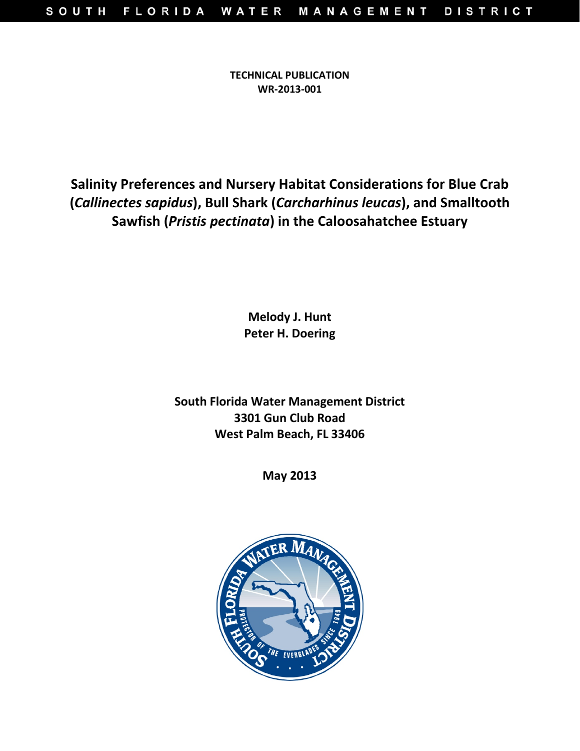SOUTH FLORIDA WATER MANAGEMENT DISTRICT

**TECHNICAL PUBLICATION**
**WR-2013-001**

# Salinity Preferences and Nursery Habitat Considerations for Blue Crab (*Callinectes sapidus*), Bull Shark (*Carcharhinus leucas*), and Smalltooth Sawfish (*Pristis pectinata*) in the Caloosahatchee Estuary

**Melody J. Hunt**
**Peter H. Doering**

**South Florida Water Management District**
**3301 Gun Club Road**
**West Palm Beach, FL 33406**

**May 2013**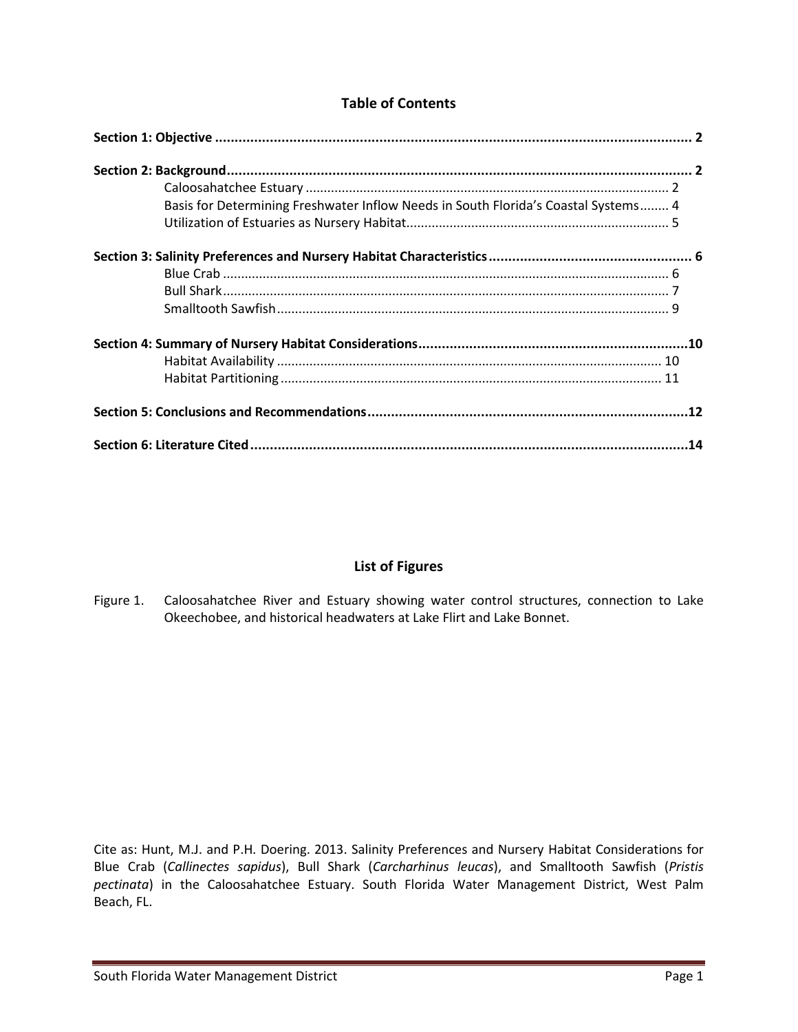## Table of Contents

**Section 1: Objective** ........................................................................ **2**

**Section 2: Background** ........................................................................ **2**
- Caloosahatchee Estuary ........................................................................ 2
- Basis for Determining Freshwater Inflow Needs in South Florida's Coastal Systems........ 4
- Utilization of Estuaries as Nursery Habitat........................................................................ 5

**Section 3: Salinity Preferences and Nursery Habitat Characteristics** .................................................... **6**
- Blue Crab ........................................................................ 6
- Bull Shark........................................................................ 7
- Smalltooth Sawfish........................................................................ 9

**Section 4: Summary of Nursery Habitat Considerations**........................................................................**10**
- Habitat Availability ........................................................................ 10
- Habitat Partitioning ........................................................................ 11

**Section 5: Conclusions and Recommendations**........................................................................**12**

**Section 6: Literature Cited**........................................................................**14**

## List of Figures

Figure 1. Caloosahatchee River and Estuary showing water control structures, connection to Lake Okeechobee, and historical headwaters at Lake Flirt and Lake Bonnet.

Cite as: Hunt, M.J. and P.H. Doering. 2013. Salinity Preferences and Nursery Habitat Considerations for Blue Crab (*Callinectes sapidus*), Bull Shark (*Carcharhinus leucas*), and Smalltooth Sawfish (*Pristis pectinata*) in the Caloosahatchee Estuary. South Florida Water Management District, West Palm Beach, FL.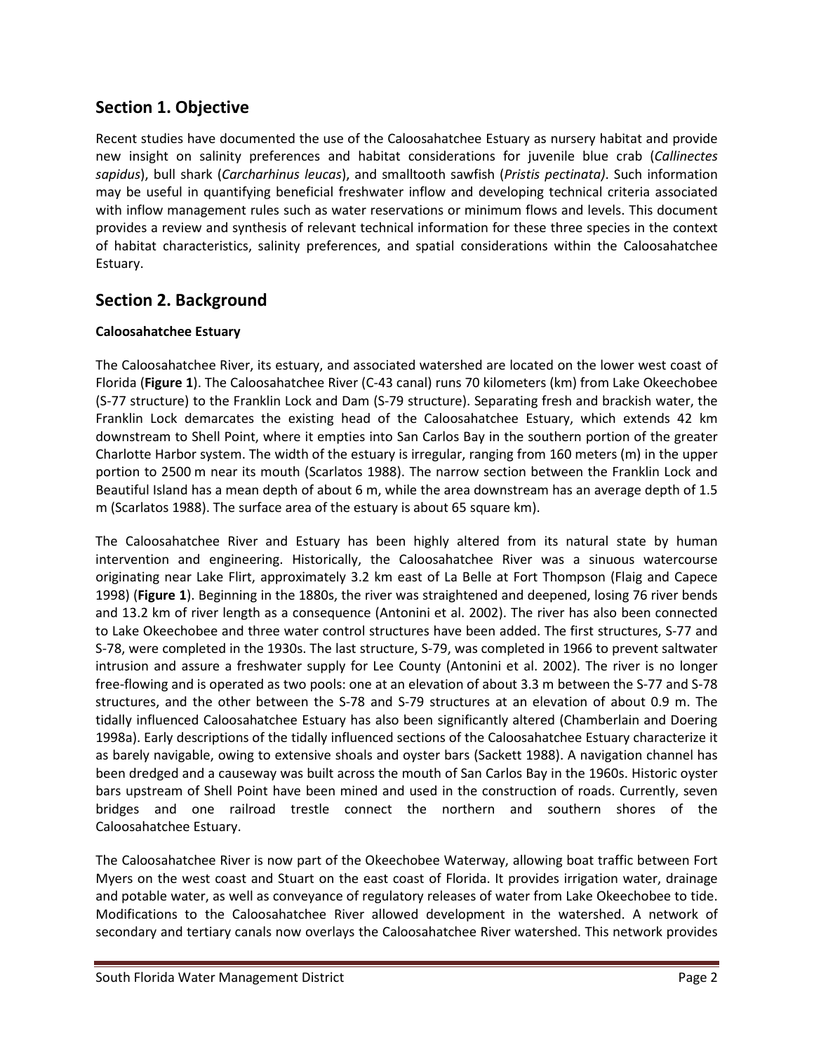## Section 1. Objective

Recent studies have documented the use of the Caloosahatchee Estuary as nursery habitat and provide new insight on salinity preferences and habitat considerations for juvenile blue crab (*Callinectes sapidus*), bull shark (*Carcharhinus leucas*), and smalltooth sawfish (*Pristis pectinata)*. Such information may be useful in quantifying beneficial freshwater inflow and developing technical criteria associated with inflow management rules such as water reservations or minimum flows and levels. This document provides a review and synthesis of relevant technical information for these three species in the context of habitat characteristics, salinity preferences, and spatial considerations within the Caloosahatchee Estuary.

## Section 2. Background

**Caloosahatchee Estuary**

The Caloosahatchee River, its estuary, and associated watershed are located on the lower west coast of Florida (**Figure 1**). The Caloosahatchee River (C-43 canal) runs 70 kilometers (km) from Lake Okeechobee (S-77 structure) to the Franklin Lock and Dam (S-79 structure). Separating fresh and brackish water, the Franklin Lock demarcates the existing head of the Caloosahatchee Estuary, which extends 42 km downstream to Shell Point, where it empties into San Carlos Bay in the southern portion of the greater Charlotte Harbor system. The width of the estuary is irregular, ranging from 160 meters (m) in the upper portion to 2500 m near its mouth (Scarlatos 1988). The narrow section between the Franklin Lock and Beautiful Island has a mean depth of about 6 m, while the area downstream has an average depth of 1.5 m (Scarlatos 1988). The surface area of the estuary is about 65 square km).

The Caloosahatchee River and Estuary has been highly altered from its natural state by human intervention and engineering. Historically, the Caloosahatchee River was a sinuous watercourse originating near Lake Flirt, approximately 3.2 km east of La Belle at Fort Thompson (Flaig and Capece 1998) (**Figure 1**). Beginning in the 1880s, the river was straightened and deepened, losing 76 river bends and 13.2 km of river length as a consequence (Antonini et al. 2002). The river has also been connected to Lake Okeechobee and three water control structures have been added. The first structures, S-77 and S-78, were completed in the 1930s. The last structure, S-79, was completed in 1966 to prevent saltwater intrusion and assure a freshwater supply for Lee County (Antonini et al. 2002). The river is no longer free-flowing and is operated as two pools: one at an elevation of about 3.3 m between the S-77 and S-78 structures, and the other between the S-78 and S-79 structures at an elevation of about 0.9 m. The tidally influenced Caloosahatchee Estuary has also been significantly altered (Chamberlain and Doering 1998a). Early descriptions of the tidally influenced sections of the Caloosahatchee Estuary characterize it as barely navigable, owing to extensive shoals and oyster bars (Sackett 1988). A navigation channel has been dredged and a causeway was built across the mouth of San Carlos Bay in the 1960s. Historic oyster bars upstream of Shell Point have been mined and used in the construction of roads. Currently, seven bridges and one railroad trestle connect the northern and southern shores of the Caloosahatchee Estuary.

The Caloosahatchee River is now part of the Okeechobee Waterway, allowing boat traffic between Fort Myers on the west coast and Stuart on the east coast of Florida. It provides irrigation water, drainage and potable water, as well as conveyance of regulatory releases of water from Lake Okeechobee to tide. Modifications to the Caloosahatchee River allowed development in the watershed. A network of secondary and tertiary canals now overlays the Caloosahatchee River watershed. This network provides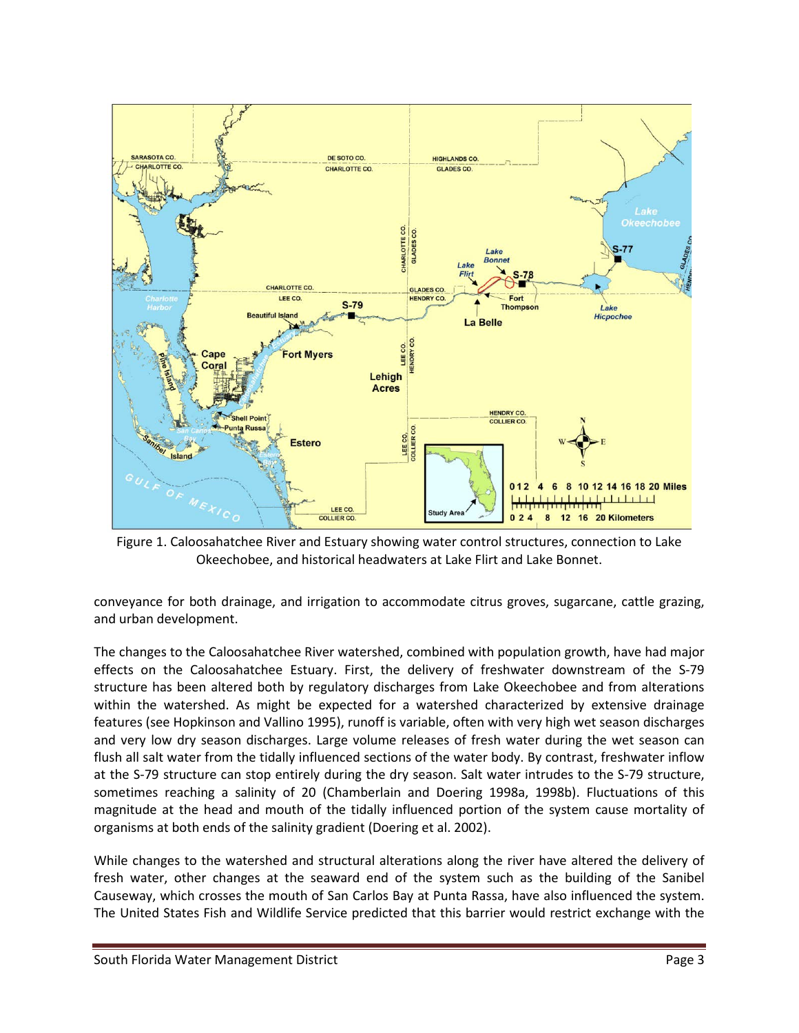Figure 1. Caloosahatchee River and Estuary showing water control structures, connection to Lake Okeechobee, and historical headwaters at Lake Flirt and Lake Bonnet.

conveyance for both drainage, and irrigation to accommodate citrus groves, sugarcane, cattle grazing, and urban development.

The changes to the Caloosahatchee River watershed, combined with population growth, have had major effects on the Caloosahatchee Estuary. First, the delivery of freshwater downstream of the S-79 structure has been altered both by regulatory discharges from Lake Okeechobee and from alterations within the watershed. As might be expected for a watershed characterized by extensive drainage features (see Hopkinson and Vallino 1995), runoff is variable, often with very high wet season discharges and very low dry season discharges. Large volume releases of fresh water during the wet season can flush all salt water from the tidally influenced sections of the water body. By contrast, freshwater inflow at the S-79 structure can stop entirely during the dry season. Salt water intrudes to the S-79 structure, sometimes reaching a salinity of 20 (Chamberlain and Doering 1998a, 1998b). Fluctuations of this magnitude at the head and mouth of the tidally influenced portion of the system cause mortality of organisms at both ends of the salinity gradient (Doering et al. 2002).

While changes to the watershed and structural alterations along the river have altered the delivery of fresh water, other changes at the seaward end of the system such as the building of the Sanibel Causeway, which crosses the mouth of San Carlos Bay at Punta Rassa, have also influenced the system. The United States Fish and Wildlife Service predicted that this barrier would restrict exchange with the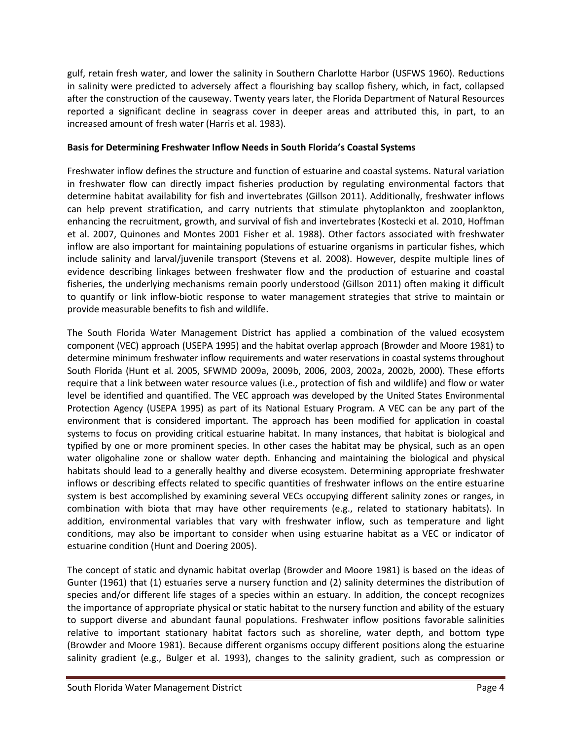gulf, retain fresh water, and lower the salinity in Southern Charlotte Harbor (USFWS 1960). Reductions in salinity were predicted to adversely affect a flourishing bay scallop fishery, which, in fact, collapsed after the construction of the causeway. Twenty years later, the Florida Department of Natural Resources reported a significant decline in seagrass cover in deeper areas and attributed this, in part, to an increased amount of fresh water (Harris et al. 1983).

**Basis for Determining Freshwater Inflow Needs in South Florida's Coastal Systems**

Freshwater inflow defines the structure and function of estuarine and coastal systems. Natural variation in freshwater flow can directly impact fisheries production by regulating environmental factors that determine habitat availability for fish and invertebrates (Gillson 2011). Additionally, freshwater inflows can help prevent stratification, and carry nutrients that stimulate phytoplankton and zooplankton, enhancing the recruitment, growth, and survival of fish and invertebrates (Kostecki et al. 2010, Hoffman et al. 2007, Quinones and Montes 2001 Fisher et al. 1988). Other factors associated with freshwater inflow are also important for maintaining populations of estuarine organisms in particular fishes, which include salinity and larval/juvenile transport (Stevens et al. 2008). However, despite multiple lines of evidence describing linkages between freshwater flow and the production of estuarine and coastal fisheries, the underlying mechanisms remain poorly understood (Gillson 2011) often making it difficult to quantify or link inflow-biotic response to water management strategies that strive to maintain or provide measurable benefits to fish and wildlife.

The South Florida Water Management District has applied a combination of the valued ecosystem component (VEC) approach (USEPA 1995) and the habitat overlap approach (Browder and Moore 1981) to determine minimum freshwater inflow requirements and water reservations in coastal systems throughout South Florida (Hunt et al. 2005, SFWMD 2009a, 2009b, 2006, 2003, 2002a, 2002b, 2000). These efforts require that a link between water resource values (i.e., protection of fish and wildlife) and flow or water level be identified and quantified. The VEC approach was developed by the United States Environmental Protection Agency (USEPA 1995) as part of its National Estuary Program. A VEC can be any part of the environment that is considered important. The approach has been modified for application in coastal systems to focus on providing critical estuarine habitat. In many instances, that habitat is biological and typified by one or more prominent species. In other cases the habitat may be physical, such as an open water oligohaline zone or shallow water depth. Enhancing and maintaining the biological and physical habitats should lead to a generally healthy and diverse ecosystem. Determining appropriate freshwater inflows or describing effects related to specific quantities of freshwater inflows on the entire estuarine system is best accomplished by examining several VECs occupying different salinity zones or ranges, in combination with biota that may have other requirements (e.g., related to stationary habitats). In addition, environmental variables that vary with freshwater inflow, such as temperature and light conditions, may also be important to consider when using estuarine habitat as a VEC or indicator of estuarine condition (Hunt and Doering 2005).

The concept of static and dynamic habitat overlap (Browder and Moore 1981) is based on the ideas of Gunter (1961) that (1) estuaries serve a nursery function and (2) salinity determines the distribution of species and/or different life stages of a species within an estuary. In addition, the concept recognizes the importance of appropriate physical or static habitat to the nursery function and ability of the estuary to support diverse and abundant faunal populations. Freshwater inflow positions favorable salinities relative to important stationary habitat factors such as shoreline, water depth, and bottom type (Browder and Moore 1981). Because different organisms occupy different positions along the estuarine salinity gradient (e.g., Bulger et al. 1993), changes to the salinity gradient, such as compression or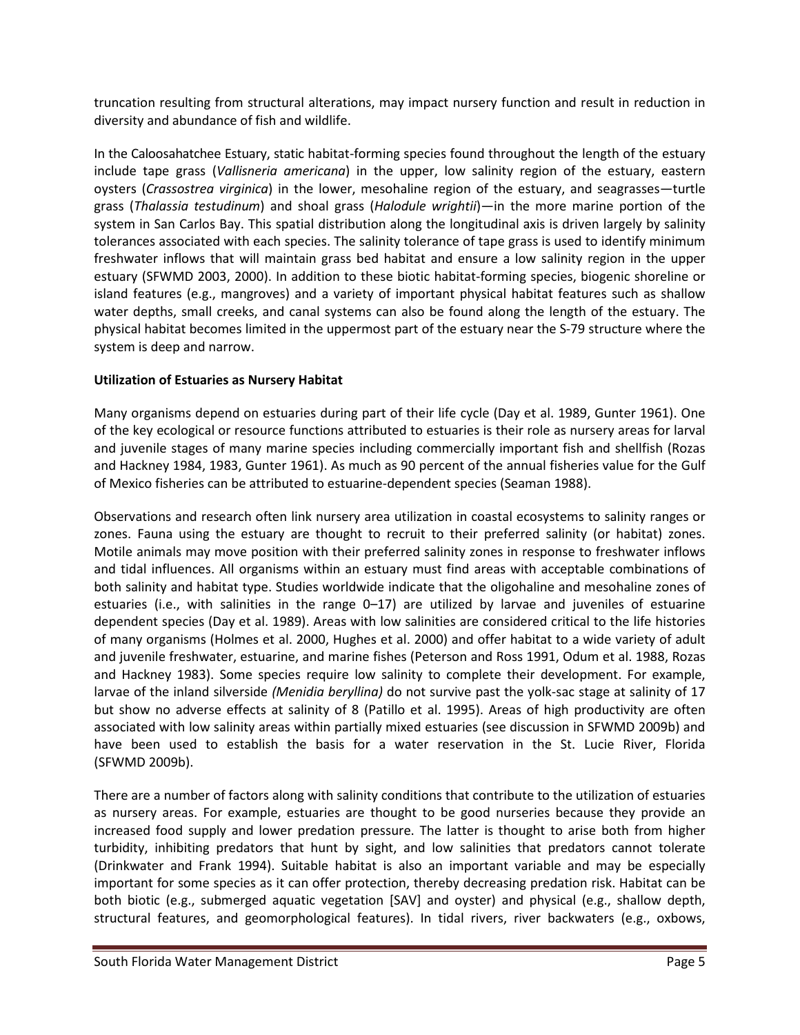truncation resulting from structural alterations, may impact nursery function and result in reduction in diversity and abundance of fish and wildlife.

In the Caloosahatchee Estuary, static habitat-forming species found throughout the length of the estuary include tape grass (*Vallisneria americana*) in the upper, low salinity region of the estuary, eastern oysters (*Crassostrea virginica*) in the lower, mesohaline region of the estuary, and seagrasses—turtle grass (*Thalassia testudinum*) and shoal grass (*Halodule wrightii*)—in the more marine portion of the system in San Carlos Bay. This spatial distribution along the longitudinal axis is driven largely by salinity tolerances associated with each species. The salinity tolerance of tape grass is used to identify minimum freshwater inflows that will maintain grass bed habitat and ensure a low salinity region in the upper estuary (SFWMD 2003, 2000). In addition to these biotic habitat-forming species, biogenic shoreline or island features (e.g., mangroves) and a variety of important physical habitat features such as shallow water depths, small creeks, and canal systems can also be found along the length of the estuary. The physical habitat becomes limited in the uppermost part of the estuary near the S-79 structure where the system is deep and narrow.

**Utilization of Estuaries as Nursery Habitat**

Many organisms depend on estuaries during part of their life cycle (Day et al. 1989, Gunter 1961). One of the key ecological or resource functions attributed to estuaries is their role as nursery areas for larval and juvenile stages of many marine species including commercially important fish and shellfish (Rozas and Hackney 1984, 1983, Gunter 1961). As much as 90 percent of the annual fisheries value for the Gulf of Mexico fisheries can be attributed to estuarine-dependent species (Seaman 1988).

Observations and research often link nursery area utilization in coastal ecosystems to salinity ranges or zones. Fauna using the estuary are thought to recruit to their preferred salinity (or habitat) zones. Motile animals may move position with their preferred salinity zones in response to freshwater inflows and tidal influences. All organisms within an estuary must find areas with acceptable combinations of both salinity and habitat type. Studies worldwide indicate that the oligohaline and mesohaline zones of estuaries (i.e., with salinities in the range 0–17) are utilized by larvae and juveniles of estuarine dependent species (Day et al. 1989). Areas with low salinities are considered critical to the life histories of many organisms (Holmes et al. 2000, Hughes et al. 2000) and offer habitat to a wide variety of adult and juvenile freshwater, estuarine, and marine fishes (Peterson and Ross 1991, Odum et al. 1988, Rozas and Hackney 1983). Some species require low salinity to complete their development. For example, larvae of the inland silverside *(Menidia beryllina)* do not survive past the yolk-sac stage at salinity of 17 but show no adverse effects at salinity of 8 (Patillo et al. 1995). Areas of high productivity are often associated with low salinity areas within partially mixed estuaries (see discussion in SFWMD 2009b) and have been used to establish the basis for a water reservation in the St. Lucie River, Florida (SFWMD 2009b).

There are a number of factors along with salinity conditions that contribute to the utilization of estuaries as nursery areas. For example, estuaries are thought to be good nurseries because they provide an increased food supply and lower predation pressure. The latter is thought to arise both from higher turbidity, inhibiting predators that hunt by sight, and low salinities that predators cannot tolerate (Drinkwater and Frank 1994). Suitable habitat is also an important variable and may be especially important for some species as it can offer protection, thereby decreasing predation risk. Habitat can be both biotic (e.g., submerged aquatic vegetation [SAV] and oyster) and physical (e.g., shallow depth, structural features, and geomorphological features). In tidal rivers, river backwaters (e.g., oxbows,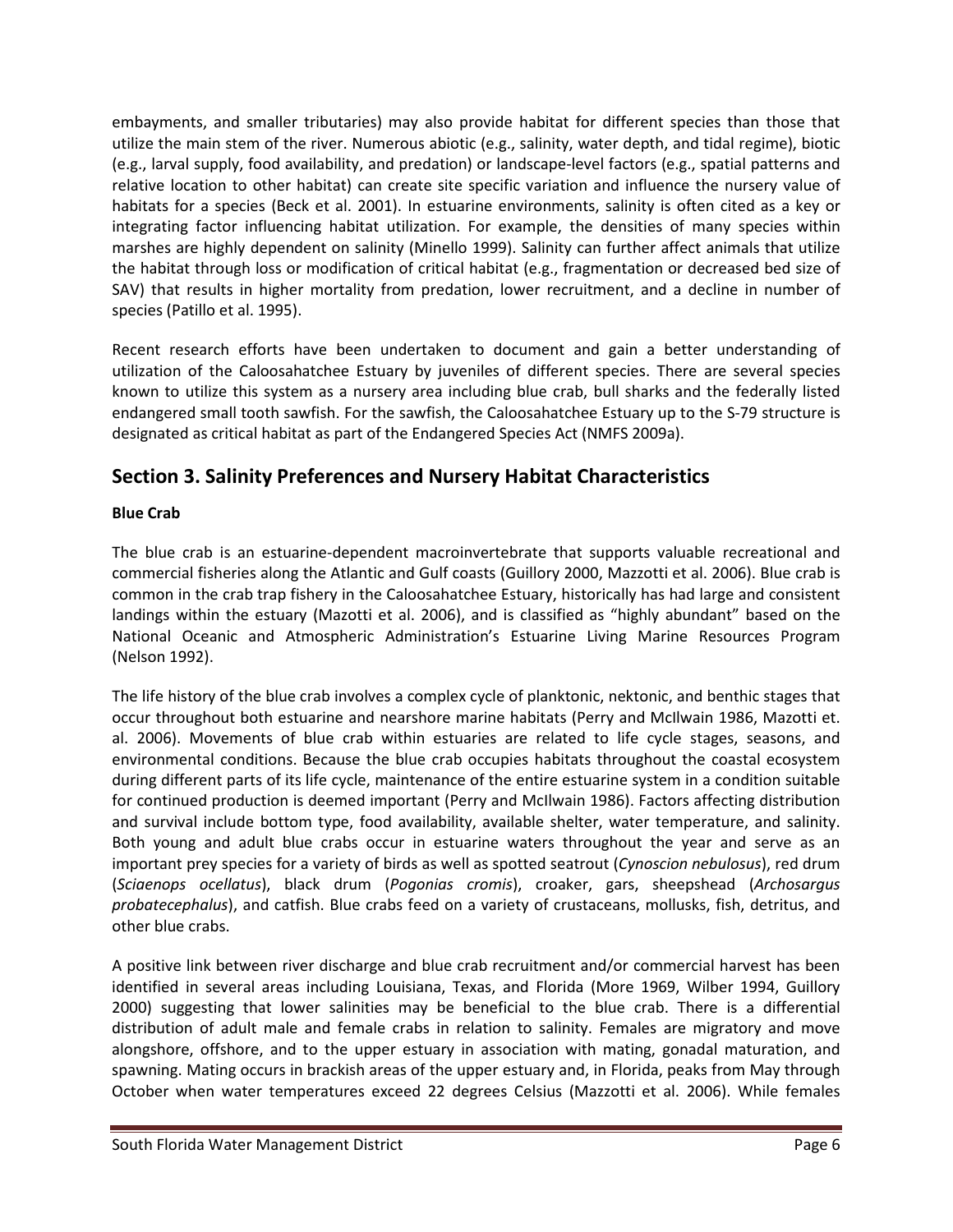embayments, and smaller tributaries) may also provide habitat for different species than those that utilize the main stem of the river. Numerous abiotic (e.g., salinity, water depth, and tidal regime), biotic (e.g., larval supply, food availability, and predation) or landscape-level factors (e.g., spatial patterns and relative location to other habitat) can create site specific variation and influence the nursery value of habitats for a species (Beck et al. 2001). In estuarine environments, salinity is often cited as a key or integrating factor influencing habitat utilization. For example, the densities of many species within marshes are highly dependent on salinity (Minello 1999). Salinity can further affect animals that utilize the habitat through loss or modification of critical habitat (e.g., fragmentation or decreased bed size of SAV) that results in higher mortality from predation, lower recruitment, and a decline in number of species (Patillo et al. 1995).

Recent research efforts have been undertaken to document and gain a better understanding of utilization of the Caloosahatchee Estuary by juveniles of different species. There are several species known to utilize this system as a nursery area including blue crab, bull sharks and the federally listed endangered small tooth sawfish. For the sawfish, the Caloosahatchee Estuary up to the S-79 structure is designated as critical habitat as part of the Endangered Species Act (NMFS 2009a).

## Section 3. Salinity Preferences and Nursery Habitat Characteristics

**Blue Crab**

The blue crab is an estuarine-dependent macroinvertebrate that supports valuable recreational and commercial fisheries along the Atlantic and Gulf coasts (Guillory 2000, Mazzotti et al. 2006). Blue crab is common in the crab trap fishery in the Caloosahatchee Estuary, historically has had large and consistent landings within the estuary (Mazotti et al. 2006), and is classified as "highly abundant" based on the National Oceanic and Atmospheric Administration's Estuarine Living Marine Resources Program (Nelson 1992).

The life history of the blue crab involves a complex cycle of planktonic, nektonic, and benthic stages that occur throughout both estuarine and nearshore marine habitats (Perry and McIlwain 1986, Mazotti et. al. 2006). Movements of blue crab within estuaries are related to life cycle stages, seasons, and environmental conditions. Because the blue crab occupies habitats throughout the coastal ecosystem during different parts of its life cycle, maintenance of the entire estuarine system in a condition suitable for continued production is deemed important (Perry and McIlwain 1986). Factors affecting distribution and survival include bottom type, food availability, available shelter, water temperature, and salinity. Both young and adult blue crabs occur in estuarine waters throughout the year and serve as an important prey species for a variety of birds as well as spotted seatrout (*Cynoscion nebulosus*), red drum (*Sciaenops ocellatus*), black drum (*Pogonias cromis*), croaker, gars, sheepshead (*Archosargus probatecephalus*), and catfish. Blue crabs feed on a variety of crustaceans, mollusks, fish, detritus, and other blue crabs.

A positive link between river discharge and blue crab recruitment and/or commercial harvest has been identified in several areas including Louisiana, Texas, and Florida (More 1969, Wilber 1994, Guillory 2000) suggesting that lower salinities may be beneficial to the blue crab. There is a differential distribution of adult male and female crabs in relation to salinity. Females are migratory and move alongshore, offshore, and to the upper estuary in association with mating, gonadal maturation, and spawning. Mating occurs in brackish areas of the upper estuary and, in Florida, peaks from May through October when water temperatures exceed 22 degrees Celsius (Mazzotti et al. 2006). While females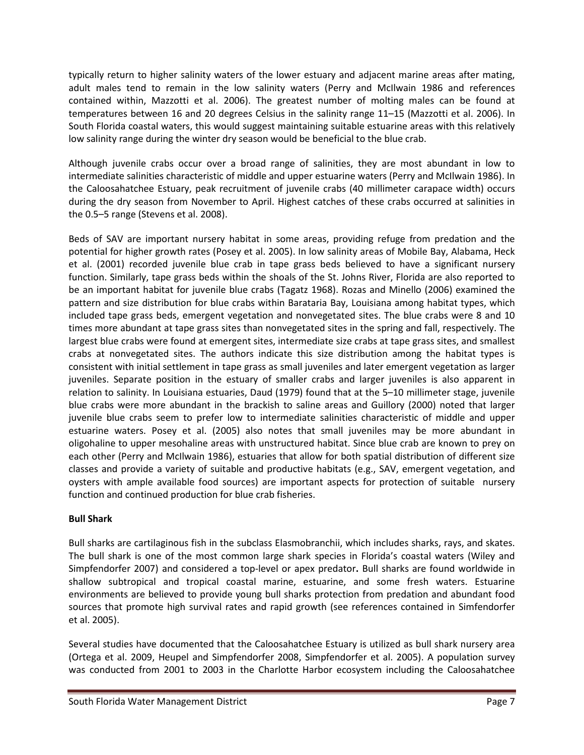typically return to higher salinity waters of the lower estuary and adjacent marine areas after mating, adult males tend to remain in the low salinity waters (Perry and McIlwain 1986 and references contained within, Mazzotti et al. 2006). The greatest number of molting males can be found at temperatures between 16 and 20 degrees Celsius in the salinity range 11–15 (Mazzotti et al. 2006). In South Florida coastal waters, this would suggest maintaining suitable estuarine areas with this relatively low salinity range during the winter dry season would be beneficial to the blue crab.

Although juvenile crabs occur over a broad range of salinities, they are most abundant in low to intermediate salinities characteristic of middle and upper estuarine waters (Perry and McIlwain 1986). In the Caloosahatchee Estuary, peak recruitment of juvenile crabs (40 millimeter carapace width) occurs during the dry season from November to April. Highest catches of these crabs occurred at salinities in the 0.5–5 range (Stevens et al. 2008).

Beds of SAV are important nursery habitat in some areas, providing refuge from predation and the potential for higher growth rates (Posey et al. 2005). In low salinity areas of Mobile Bay, Alabama, Heck et al. (2001) recorded juvenile blue crab in tape grass beds believed to have a significant nursery function. Similarly, tape grass beds within the shoals of the St. Johns River, Florida are also reported to be an important habitat for juvenile blue crabs (Tagatz 1968). Rozas and Minello (2006) examined the pattern and size distribution for blue crabs within Barataria Bay, Louisiana among habitat types, which included tape grass beds, emergent vegetation and nonvegetated sites. The blue crabs were 8 and 10 times more abundant at tape grass sites than nonvegetated sites in the spring and fall, respectively. The largest blue crabs were found at emergent sites, intermediate size crabs at tape grass sites, and smallest crabs at nonvegetated sites. The authors indicate this size distribution among the habitat types is consistent with initial settlement in tape grass as small juveniles and later emergent vegetation as larger juveniles. Separate position in the estuary of smaller crabs and larger juveniles is also apparent in relation to salinity. In Louisiana estuaries, Daud (1979) found that at the 5–10 millimeter stage, juvenile blue crabs were more abundant in the brackish to saline areas and Guillory (2000) noted that larger juvenile blue crabs seem to prefer low to intermediate salinities characteristic of middle and upper estuarine waters. Posey et al. (2005) also notes that small juveniles may be more abundant in oligohaline to upper mesohaline areas with unstructured habitat. Since blue crab are known to prey on each other (Perry and McIlwain 1986), estuaries that allow for both spatial distribution of different size classes and provide a variety of suitable and productive habitats (e.g., SAV, emergent vegetation, and oysters with ample available food sources) are important aspects for protection of suitable nursery function and continued production for blue crab fisheries.

**Bull Shark**

Bull sharks are cartilaginous fish in the subclass Elasmobranchii, which includes sharks, rays, and skates. The bull shark is one of the most common large shark species in Florida's coastal waters (Wiley and Simpfendorfer 2007) and considered a top-level or apex predator**.** Bull sharks are found worldwide in shallow subtropical and tropical coastal marine, estuarine, and some fresh waters. Estuarine environments are believed to provide young bull sharks protection from predation and abundant food sources that promote high survival rates and rapid growth (see references contained in Simfendorfer et al. 2005).

Several studies have documented that the Caloosahatchee Estuary is utilized as bull shark nursery area (Ortega et al. 2009, Heupel and Simpfendorfer 2008, Simpfendorfer et al. 2005). A population survey was conducted from 2001 to 2003 in the Charlotte Harbor ecosystem including the Caloosahatchee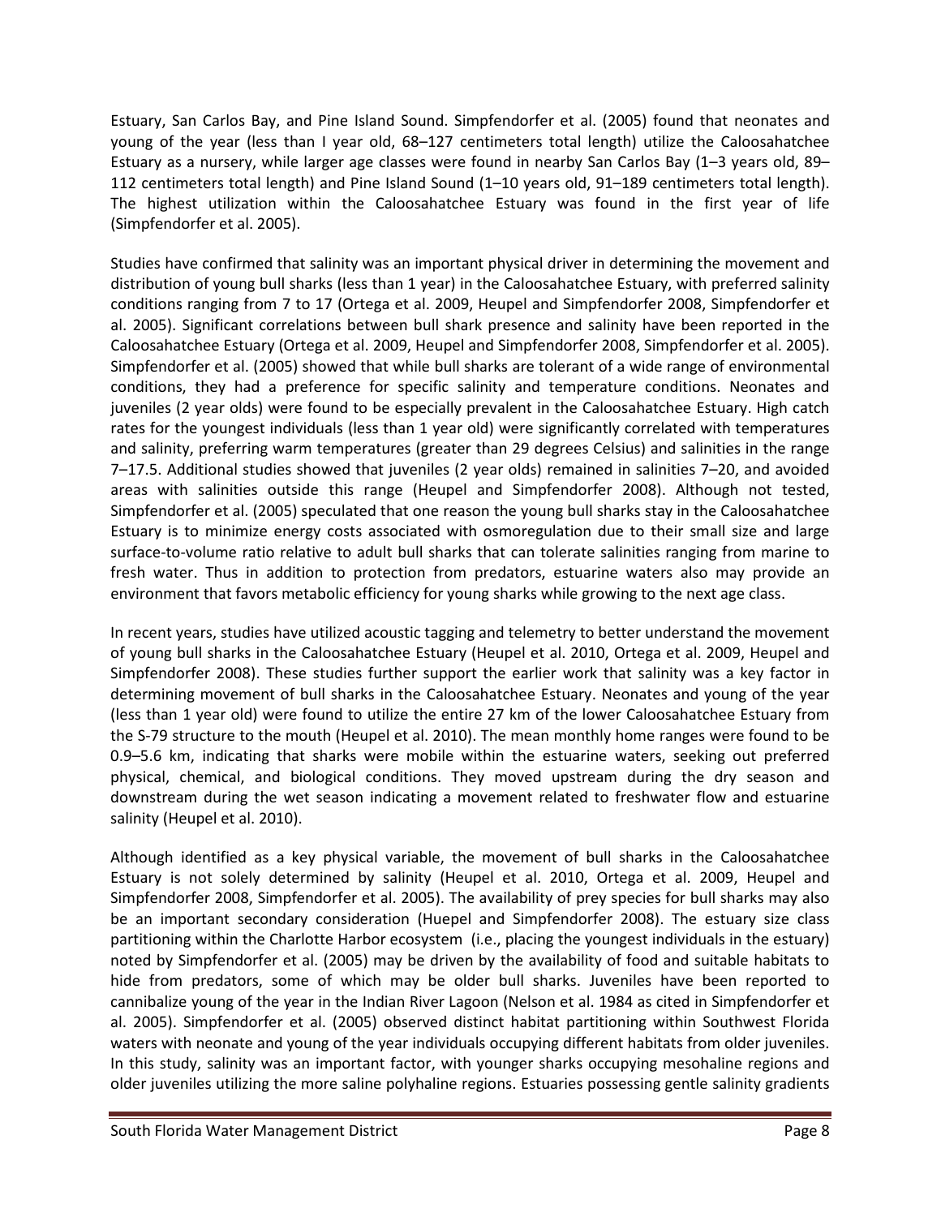Estuary, San Carlos Bay, and Pine Island Sound. Simpfendorfer et al. (2005) found that neonates and young of the year (less than I year old, 68–127 centimeters total length) utilize the Caloosahatchee Estuary as a nursery, while larger age classes were found in nearby San Carlos Bay (1–3 years old, 89–112 centimeters total length) and Pine Island Sound (1–10 years old, 91–189 centimeters total length). The highest utilization within the Caloosahatchee Estuary was found in the first year of life (Simpfendorfer et al. 2005).

Studies have confirmed that salinity was an important physical driver in determining the movement and distribution of young bull sharks (less than 1 year) in the Caloosahatchee Estuary, with preferred salinity conditions ranging from 7 to 17 (Ortega et al. 2009, Heupel and Simpfendorfer 2008, Simpfendorfer et al. 2005). Significant correlations between bull shark presence and salinity have been reported in the Caloosahatchee Estuary (Ortega et al. 2009, Heupel and Simpfendorfer 2008, Simpfendorfer et al. 2005). Simpfendorfer et al. (2005) showed that while bull sharks are tolerant of a wide range of environmental conditions, they had a preference for specific salinity and temperature conditions. Neonates and juveniles (2 year olds) were found to be especially prevalent in the Caloosahatchee Estuary. High catch rates for the youngest individuals (less than 1 year old) were significantly correlated with temperatures and salinity, preferring warm temperatures (greater than 29 degrees Celsius) and salinities in the range 7–17.5. Additional studies showed that juveniles (2 year olds) remained in salinities 7–20, and avoided areas with salinities outside this range (Heupel and Simpfendorfer 2008). Although not tested, Simpfendorfer et al. (2005) speculated that one reason the young bull sharks stay in the Caloosahatchee Estuary is to minimize energy costs associated with osmoregulation due to their small size and large surface-to-volume ratio relative to adult bull sharks that can tolerate salinities ranging from marine to fresh water. Thus in addition to protection from predators, estuarine waters also may provide an environment that favors metabolic efficiency for young sharks while growing to the next age class.

In recent years, studies have utilized acoustic tagging and telemetry to better understand the movement of young bull sharks in the Caloosahatchee Estuary (Heupel et al. 2010, Ortega et al. 2009, Heupel and Simpfendorfer 2008). These studies further support the earlier work that salinity was a key factor in determining movement of bull sharks in the Caloosahatchee Estuary. Neonates and young of the year (less than 1 year old) were found to utilize the entire 27 km of the lower Caloosahatchee Estuary from the S-79 structure to the mouth (Heupel et al. 2010). The mean monthly home ranges were found to be 0.9–5.6 km, indicating that sharks were mobile within the estuarine waters, seeking out preferred physical, chemical, and biological conditions. They moved upstream during the dry season and downstream during the wet season indicating a movement related to freshwater flow and estuarine salinity (Heupel et al. 2010).

Although identified as a key physical variable, the movement of bull sharks in the Caloosahatchee Estuary is not solely determined by salinity (Heupel et al. 2010, Ortega et al. 2009, Heupel and Simpfendorfer 2008, Simpfendorfer et al. 2005). The availability of prey species for bull sharks may also be an important secondary consideration (Huepel and Simpfendorfer 2008). The estuary size class partitioning within the Charlotte Harbor ecosystem (i.e., placing the youngest individuals in the estuary) noted by Simpfendorfer et al. (2005) may be driven by the availability of food and suitable habitats to hide from predators, some of which may be older bull sharks. Juveniles have been reported to cannibalize young of the year in the Indian River Lagoon (Nelson et al. 1984 as cited in Simpfendorfer et al. 2005). Simpfendorfer et al. (2005) observed distinct habitat partitioning within Southwest Florida waters with neonate and young of the year individuals occupying different habitats from older juveniles. In this study, salinity was an important factor, with younger sharks occupying mesohaline regions and older juveniles utilizing the more saline polyhaline regions. Estuaries possessing gentle salinity gradients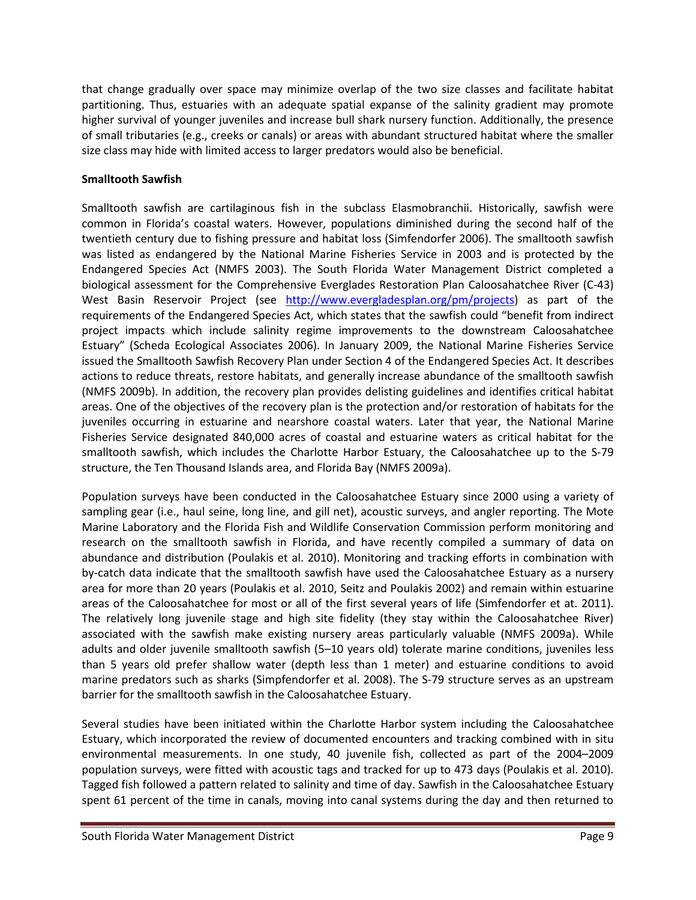that change gradually over space may minimize overlap of the two size classes and facilitate habitat partitioning. Thus, estuaries with an adequate spatial expanse of the salinity gradient may promote higher survival of younger juveniles and increase bull shark nursery function. Additionally, the presence of small tributaries (e.g., creeks or canals) or areas with abundant structured habitat where the smaller size class may hide with limited access to larger predators would also be beneficial.

**Smalltooth Sawfish**

Smalltooth sawfish are cartilaginous fish in the subclass Elasmobranchii. Historically, sawfish were common in Florida's coastal waters. However, populations diminished during the second half of the twentieth century due to fishing pressure and habitat loss (Simfendorfer 2006). The smalltooth sawfish was listed as endangered by the National Marine Fisheries Service in 2003 and is protected by the Endangered Species Act (NMFS 2003). The South Florida Water Management District completed a biological assessment for the Comprehensive Everglades Restoration Plan Caloosahatchee River (C-43) West Basin Reservoir Project (see http://www.evergladesplan.org/pm/projects) as part of the requirements of the Endangered Species Act, which states that the sawfish could "benefit from indirect project impacts which include salinity regime improvements to the downstream Caloosahatchee Estuary" (Scheda Ecological Associates 2006). In January 2009, the National Marine Fisheries Service issued the Smalltooth Sawfish Recovery Plan under Section 4 of the Endangered Species Act. It describes actions to reduce threats, restore habitats, and generally increase abundance of the smalltooth sawfish (NMFS 2009b). In addition, the recovery plan provides delisting guidelines and identifies critical habitat areas. One of the objectives of the recovery plan is the protection and/or restoration of habitats for the juveniles occurring in estuarine and nearshore coastal waters. Later that year, the National Marine Fisheries Service designated 840,000 acres of coastal and estuarine waters as critical habitat for the smalltooth sawfish, which includes the Charlotte Harbor Estuary, the Caloosahatchee up to the S-79 structure, the Ten Thousand Islands area, and Florida Bay (NMFS 2009a).

Population surveys have been conducted in the Caloosahatchee Estuary since 2000 using a variety of sampling gear (i.e., haul seine, long line, and gill net), acoustic surveys, and angler reporting. The Mote Marine Laboratory and the Florida Fish and Wildlife Conservation Commission perform monitoring and research on the smalltooth sawfish in Florida, and have recently compiled a summary of data on abundance and distribution (Poulakis et al. 2010). Monitoring and tracking efforts in combination with by-catch data indicate that the smalltooth sawfish have used the Caloosahatchee Estuary as a nursery area for more than 20 years (Poulakis et al. 2010, Seitz and Poulakis 2002) and remain within estuarine areas of the Caloosahatchee for most or all of the first several years of life (Simfendorfer et at. 2011). The relatively long juvenile stage and high site fidelity (they stay within the Caloosahatchee River) associated with the sawfish make existing nursery areas particularly valuable (NMFS 2009a). While adults and older juvenile smalltooth sawfish (5–10 years old) tolerate marine conditions, juveniles less than 5 years old prefer shallow water (depth less than 1 meter) and estuarine conditions to avoid marine predators such as sharks (Simpfendorfer et al. 2008). The S-79 structure serves as an upstream barrier for the smalltooth sawfish in the Caloosahatchee Estuary.

Several studies have been initiated within the Charlotte Harbor system including the Caloosahatchee Estuary, which incorporated the review of documented encounters and tracking combined with in situ environmental measurements. In one study, 40 juvenile fish, collected as part of the 2004–2009 population surveys, were fitted with acoustic tags and tracked for up to 473 days (Poulakis et al. 2010). Tagged fish followed a pattern related to salinity and time of day. Sawfish in the Caloosahatchee Estuary spent 61 percent of the time in canals, moving into canal systems during the day and then returned to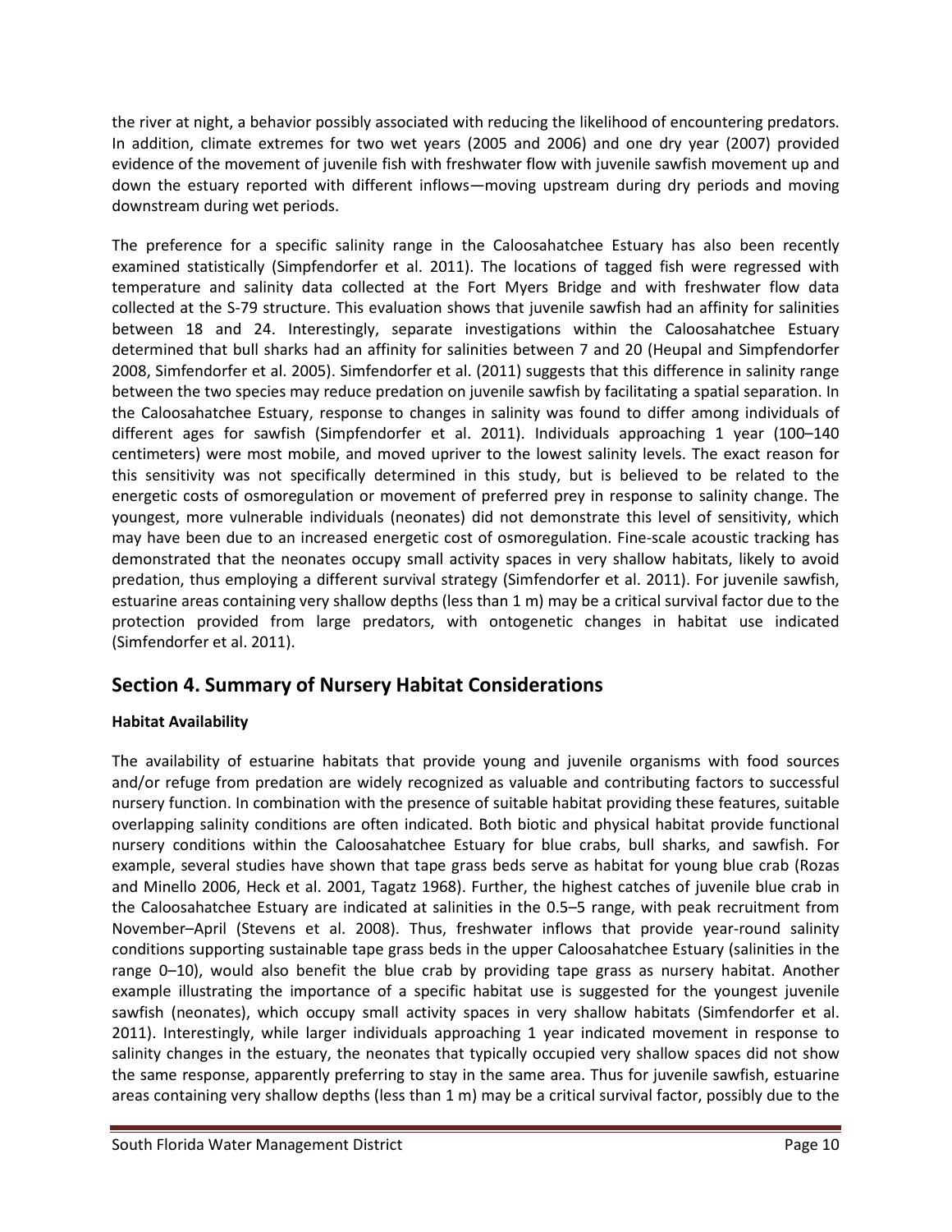the river at night, a behavior possibly associated with reducing the likelihood of encountering predators. In addition, climate extremes for two wet years (2005 and 2006) and one dry year (2007) provided evidence of the movement of juvenile fish with freshwater flow with juvenile sawfish movement up and down the estuary reported with different inflows—moving upstream during dry periods and moving downstream during wet periods.

The preference for a specific salinity range in the Caloosahatchee Estuary has also been recently examined statistically (Simpfendorfer et al. 2011). The locations of tagged fish were regressed with temperature and salinity data collected at the Fort Myers Bridge and with freshwater flow data collected at the S-79 structure. This evaluation shows that juvenile sawfish had an affinity for salinities between 18 and 24. Interestingly, separate investigations within the Caloosahatchee Estuary determined that bull sharks had an affinity for salinities between 7 and 20 (Heupal and Simpfendorfer 2008, Simfendorfer et al. 2005). Simfendorfer et al. (2011) suggests that this difference in salinity range between the two species may reduce predation on juvenile sawfish by facilitating a spatial separation. In the Caloosahatchee Estuary, response to changes in salinity was found to differ among individuals of different ages for sawfish (Simpfendorfer et al. 2011). Individuals approaching 1 year (100–140 centimeters) were most mobile, and moved upriver to the lowest salinity levels. The exact reason for this sensitivity was not specifically determined in this study, but is believed to be related to the energetic costs of osmoregulation or movement of preferred prey in response to salinity change. The youngest, more vulnerable individuals (neonates) did not demonstrate this level of sensitivity, which may have been due to an increased energetic cost of osmoregulation. Fine-scale acoustic tracking has demonstrated that the neonates occupy small activity spaces in very shallow habitats, likely to avoid predation, thus employing a different survival strategy (Simfendorfer et al. 2011). For juvenile sawfish, estuarine areas containing very shallow depths (less than 1 m) may be a critical survival factor due to the protection provided from large predators, with ontogenetic changes in habitat use indicated (Simfendorfer et al. 2011).

## Section 4. Summary of Nursery Habitat Considerations

**Habitat Availability**

The availability of estuarine habitats that provide young and juvenile organisms with food sources and/or refuge from predation are widely recognized as valuable and contributing factors to successful nursery function. In combination with the presence of suitable habitat providing these features, suitable overlapping salinity conditions are often indicated. Both biotic and physical habitat provide functional nursery conditions within the Caloosahatchee Estuary for blue crabs, bull sharks, and sawfish. For example, several studies have shown that tape grass beds serve as habitat for young blue crab (Rozas and Minello 2006, Heck et al. 2001, Tagatz 1968). Further, the highest catches of juvenile blue crab in the Caloosahatchee Estuary are indicated at salinities in the 0.5–5 range, with peak recruitment from November–April (Stevens et al. 2008). Thus, freshwater inflows that provide year-round salinity conditions supporting sustainable tape grass beds in the upper Caloosahatchee Estuary (salinities in the range 0–10), would also benefit the blue crab by providing tape grass as nursery habitat. Another example illustrating the importance of a specific habitat use is suggested for the youngest juvenile sawfish (neonates), which occupy small activity spaces in very shallow habitats (Simfendorfer et al. 2011). Interestingly, while larger individuals approaching 1 year indicated movement in response to salinity changes in the estuary, the neonates that typically occupied very shallow spaces did not show the same response, apparently preferring to stay in the same area. Thus for juvenile sawfish, estuarine areas containing very shallow depths (less than 1 m) may be a critical survival factor, possibly due to the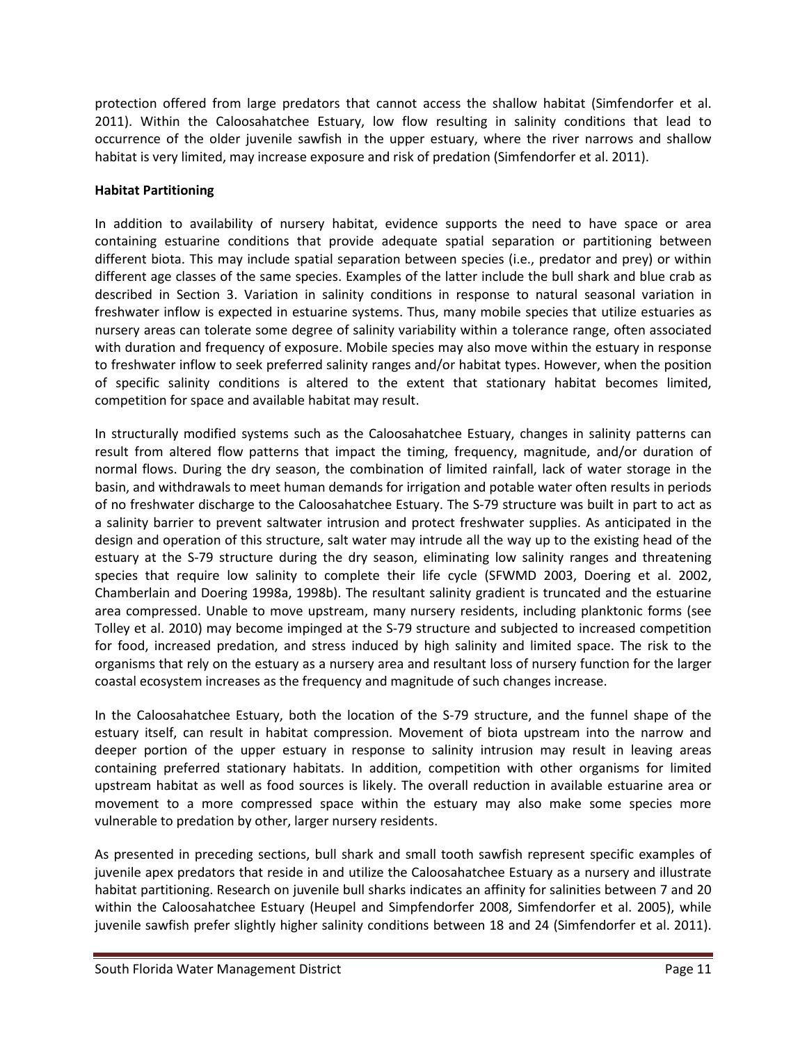protection offered from large predators that cannot access the shallow habitat (Simfendorfer et al. 2011). Within the Caloosahatchee Estuary, low flow resulting in salinity conditions that lead to occurrence of the older juvenile sawfish in the upper estuary, where the river narrows and shallow habitat is very limited, may increase exposure and risk of predation (Simfendorfer et al. 2011).

**Habitat Partitioning**

In addition to availability of nursery habitat, evidence supports the need to have space or area containing estuarine conditions that provide adequate spatial separation or partitioning between different biota. This may include spatial separation between species (i.e., predator and prey) or within different age classes of the same species. Examples of the latter include the bull shark and blue crab as described in Section 3. Variation in salinity conditions in response to natural seasonal variation in freshwater inflow is expected in estuarine systems. Thus, many mobile species that utilize estuaries as nursery areas can tolerate some degree of salinity variability within a tolerance range, often associated with duration and frequency of exposure. Mobile species may also move within the estuary in response to freshwater inflow to seek preferred salinity ranges and/or habitat types. However, when the position of specific salinity conditions is altered to the extent that stationary habitat becomes limited, competition for space and available habitat may result.

In structurally modified systems such as the Caloosahatchee Estuary, changes in salinity patterns can result from altered flow patterns that impact the timing, frequency, magnitude, and/or duration of normal flows. During the dry season, the combination of limited rainfall, lack of water storage in the basin, and withdrawals to meet human demands for irrigation and potable water often results in periods of no freshwater discharge to the Caloosahatchee Estuary. The S-79 structure was built in part to act as a salinity barrier to prevent saltwater intrusion and protect freshwater supplies. As anticipated in the design and operation of this structure, salt water may intrude all the way up to the existing head of the estuary at the S-79 structure during the dry season, eliminating low salinity ranges and threatening species that require low salinity to complete their life cycle (SFWMD 2003, Doering et al. 2002, Chamberlain and Doering 1998a, 1998b). The resultant salinity gradient is truncated and the estuarine area compressed. Unable to move upstream, many nursery residents, including planktonic forms (see Tolley et al. 2010) may become impinged at the S-79 structure and subjected to increased competition for food, increased predation, and stress induced by high salinity and limited space. The risk to the organisms that rely on the estuary as a nursery area and resultant loss of nursery function for the larger coastal ecosystem increases as the frequency and magnitude of such changes increase.

In the Caloosahatchee Estuary, both the location of the S-79 structure, and the funnel shape of the estuary itself, can result in habitat compression. Movement of biota upstream into the narrow and deeper portion of the upper estuary in response to salinity intrusion may result in leaving areas containing preferred stationary habitats. In addition, competition with other organisms for limited upstream habitat as well as food sources is likely. The overall reduction in available estuarine area or movement to a more compressed space within the estuary may also make some species more vulnerable to predation by other, larger nursery residents.

As presented in preceding sections, bull shark and small tooth sawfish represent specific examples of juvenile apex predators that reside in and utilize the Caloosahatchee Estuary as a nursery and illustrate habitat partitioning. Research on juvenile bull sharks indicates an affinity for salinities between 7 and 20 within the Caloosahatchee Estuary (Heupel and Simpfendorfer 2008, Simfendorfer et al. 2005), while juvenile sawfish prefer slightly higher salinity conditions between 18 and 24 (Simfendorfer et al. 2011).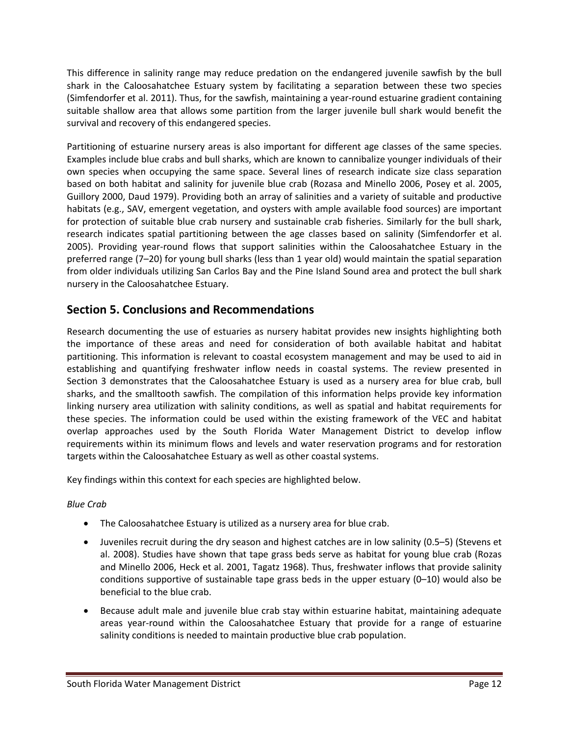This difference in salinity range may reduce predation on the endangered juvenile sawfish by the bull shark in the Caloosahatchee Estuary system by facilitating a separation between these two species (Simfendorfer et al. 2011). Thus, for the sawfish, maintaining a year-round estuarine gradient containing suitable shallow area that allows some partition from the larger juvenile bull shark would benefit the survival and recovery of this endangered species.

Partitioning of estuarine nursery areas is also important for different age classes of the same species. Examples include blue crabs and bull sharks, which are known to cannibalize younger individuals of their own species when occupying the same space. Several lines of research indicate size class separation based on both habitat and salinity for juvenile blue crab (Rozasa and Minello 2006, Posey et al. 2005, Guillory 2000, Daud 1979). Providing both an array of salinities and a variety of suitable and productive habitats (e.g., SAV, emergent vegetation, and oysters with ample available food sources) are important for protection of suitable blue crab nursery and sustainable crab fisheries. Similarly for the bull shark, research indicates spatial partitioning between the age classes based on salinity (Simfendorfer et al. 2005). Providing year-round flows that support salinities within the Caloosahatchee Estuary in the preferred range (7–20) for young bull sharks (less than 1 year old) would maintain the spatial separation from older individuals utilizing San Carlos Bay and the Pine Island Sound area and protect the bull shark nursery in the Caloosahatchee Estuary.

## Section 5. Conclusions and Recommendations

Research documenting the use of estuaries as nursery habitat provides new insights highlighting both the importance of these areas and need for consideration of both available habitat and habitat partitioning. This information is relevant to coastal ecosystem management and may be used to aid in establishing and quantifying freshwater inflow needs in coastal systems. The review presented in Section 3 demonstrates that the Caloosahatchee Estuary is used as a nursery area for blue crab, bull sharks, and the smalltooth sawfish. The compilation of this information helps provide key information linking nursery area utilization with salinity conditions, as well as spatial and habitat requirements for these species. The information could be used within the existing framework of the VEC and habitat overlap approaches used by the South Florida Water Management District to develop inflow requirements within its minimum flows and levels and water reservation programs and for restoration targets within the Caloosahatchee Estuary as well as other coastal systems.

Key findings within this context for each species are highlighted below.

*Blue Crab*

- The Caloosahatchee Estuary is utilized as a nursery area for blue crab.
- Juveniles recruit during the dry season and highest catches are in low salinity (0.5–5) (Stevens et al. 2008). Studies have shown that tape grass beds serve as habitat for young blue crab (Rozas and Minello 2006, Heck et al. 2001, Tagatz 1968). Thus, freshwater inflows that provide salinity conditions supportive of sustainable tape grass beds in the upper estuary (0–10) would also be beneficial to the blue crab.
- Because adult male and juvenile blue crab stay within estuarine habitat, maintaining adequate areas year-round within the Caloosahatchee Estuary that provide for a range of estuarine salinity conditions is needed to maintain productive blue crab population.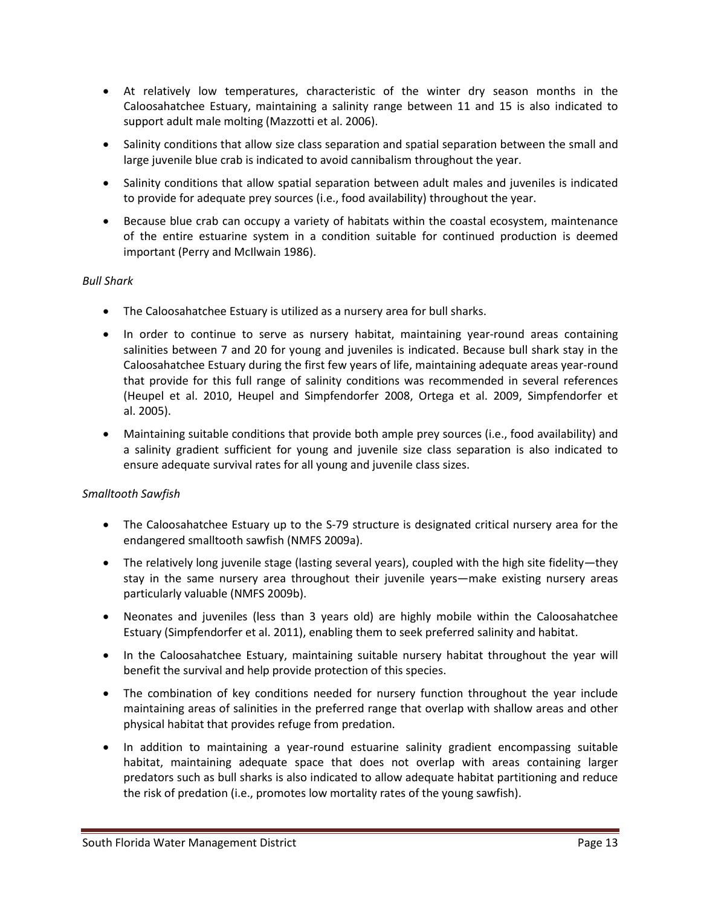- At relatively low temperatures, characteristic of the winter dry season months in the Caloosahatchee Estuary, maintaining a salinity range between 11 and 15 is also indicated to support adult male molting (Mazzotti et al. 2006).
- Salinity conditions that allow size class separation and spatial separation between the small and large juvenile blue crab is indicated to avoid cannibalism throughout the year.
- Salinity conditions that allow spatial separation between adult males and juveniles is indicated to provide for adequate prey sources (i.e., food availability) throughout the year.
- Because blue crab can occupy a variety of habitats within the coastal ecosystem, maintenance of the entire estuarine system in a condition suitable for continued production is deemed important (Perry and McIlwain 1986).

*Bull Shark*

- The Caloosahatchee Estuary is utilized as a nursery area for bull sharks.
- In order to continue to serve as nursery habitat, maintaining year-round areas containing salinities between 7 and 20 for young and juveniles is indicated. Because bull shark stay in the Caloosahatchee Estuary during the first few years of life, maintaining adequate areas year-round that provide for this full range of salinity conditions was recommended in several references (Heupel et al. 2010, Heupel and Simpfendorfer 2008, Ortega et al. 2009, Simpfendorfer et al. 2005).
- Maintaining suitable conditions that provide both ample prey sources (i.e., food availability) and a salinity gradient sufficient for young and juvenile size class separation is also indicated to ensure adequate survival rates for all young and juvenile class sizes.

*Smalltooth Sawfish*

- The Caloosahatchee Estuary up to the S-79 structure is designated critical nursery area for the endangered smalltooth sawfish (NMFS 2009a).
- The relatively long juvenile stage (lasting several years), coupled with the high site fidelity—they stay in the same nursery area throughout their juvenile years—make existing nursery areas particularly valuable (NMFS 2009b).
- Neonates and juveniles (less than 3 years old) are highly mobile within the Caloosahatchee Estuary (Simpfendorfer et al. 2011), enabling them to seek preferred salinity and habitat.
- In the Caloosahatchee Estuary, maintaining suitable nursery habitat throughout the year will benefit the survival and help provide protection of this species.
- The combination of key conditions needed for nursery function throughout the year include maintaining areas of salinities in the preferred range that overlap with shallow areas and other physical habitat that provides refuge from predation.
- In addition to maintaining a year-round estuarine salinity gradient encompassing suitable habitat, maintaining adequate space that does not overlap with areas containing larger predators such as bull sharks is also indicated to allow adequate habitat partitioning and reduce the risk of predation (i.e., promotes low mortality rates of the young sawfish).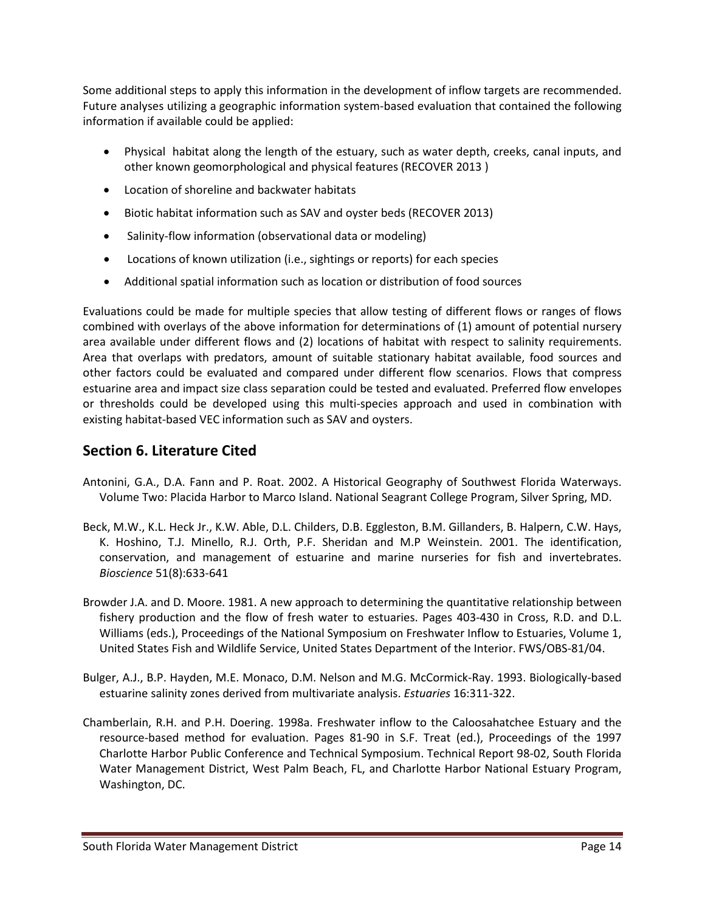Some additional steps to apply this information in the development of inflow targets are recommended. Future analyses utilizing a geographic information system-based evaluation that contained the following information if available could be applied:

- Physical habitat along the length of the estuary, such as water depth, creeks, canal inputs, and other known geomorphological and physical features (RECOVER 2013 )
- Location of shoreline and backwater habitats
- Biotic habitat information such as SAV and oyster beds (RECOVER 2013)
- Salinity-flow information (observational data or modeling)
- Locations of known utilization (i.e., sightings or reports) for each species
- Additional spatial information such as location or distribution of food sources

Evaluations could be made for multiple species that allow testing of different flows or ranges of flows combined with overlays of the above information for determinations of (1) amount of potential nursery area available under different flows and (2) locations of habitat with respect to salinity requirements. Area that overlaps with predators, amount of suitable stationary habitat available, food sources and other factors could be evaluated and compared under different flow scenarios. Flows that compress estuarine area and impact size class separation could be tested and evaluated. Preferred flow envelopes or thresholds could be developed using this multi-species approach and used in combination with existing habitat-based VEC information such as SAV and oysters.

## Section 6. Literature Cited

Antonini, G.A., D.A. Fann and P. Roat. 2002. A Historical Geography of Southwest Florida Waterways. Volume Two: Placida Harbor to Marco Island. National Seagrant College Program, Silver Spring, MD.

Beck, M.W., K.L. Heck Jr., K.W. Able, D.L. Childers, D.B. Eggleston, B.M. Gillanders, B. Halpern, C.W. Hays, K. Hoshino, T.J. Minello, R.J. Orth, P.F. Sheridan and M.P Weinstein. 2001. The identification, conservation, and management of estuarine and marine nurseries for fish and invertebrates. *Bioscience* 51(8):633-641

Browder J.A. and D. Moore. 1981. A new approach to determining the quantitative relationship between fishery production and the flow of fresh water to estuaries. Pages 403-430 in Cross, R.D. and D.L. Williams (eds.), Proceedings of the National Symposium on Freshwater Inflow to Estuaries, Volume 1, United States Fish and Wildlife Service, United States Department of the Interior. FWS/OBS-81/04.

Bulger, A.J., B.P. Hayden, M.E. Monaco, D.M. Nelson and M.G. McCormick-Ray. 1993. Biologically-based estuarine salinity zones derived from multivariate analysis. *Estuaries* 16:311-322.

Chamberlain, R.H. and P.H. Doering. 1998a. Freshwater inflow to the Caloosahatchee Estuary and the resource-based method for evaluation. Pages 81-90 in S.F. Treat (ed.), Proceedings of the 1997 Charlotte Harbor Public Conference and Technical Symposium. Technical Report 98-02, South Florida Water Management District, West Palm Beach, FL, and Charlotte Harbor National Estuary Program, Washington, DC.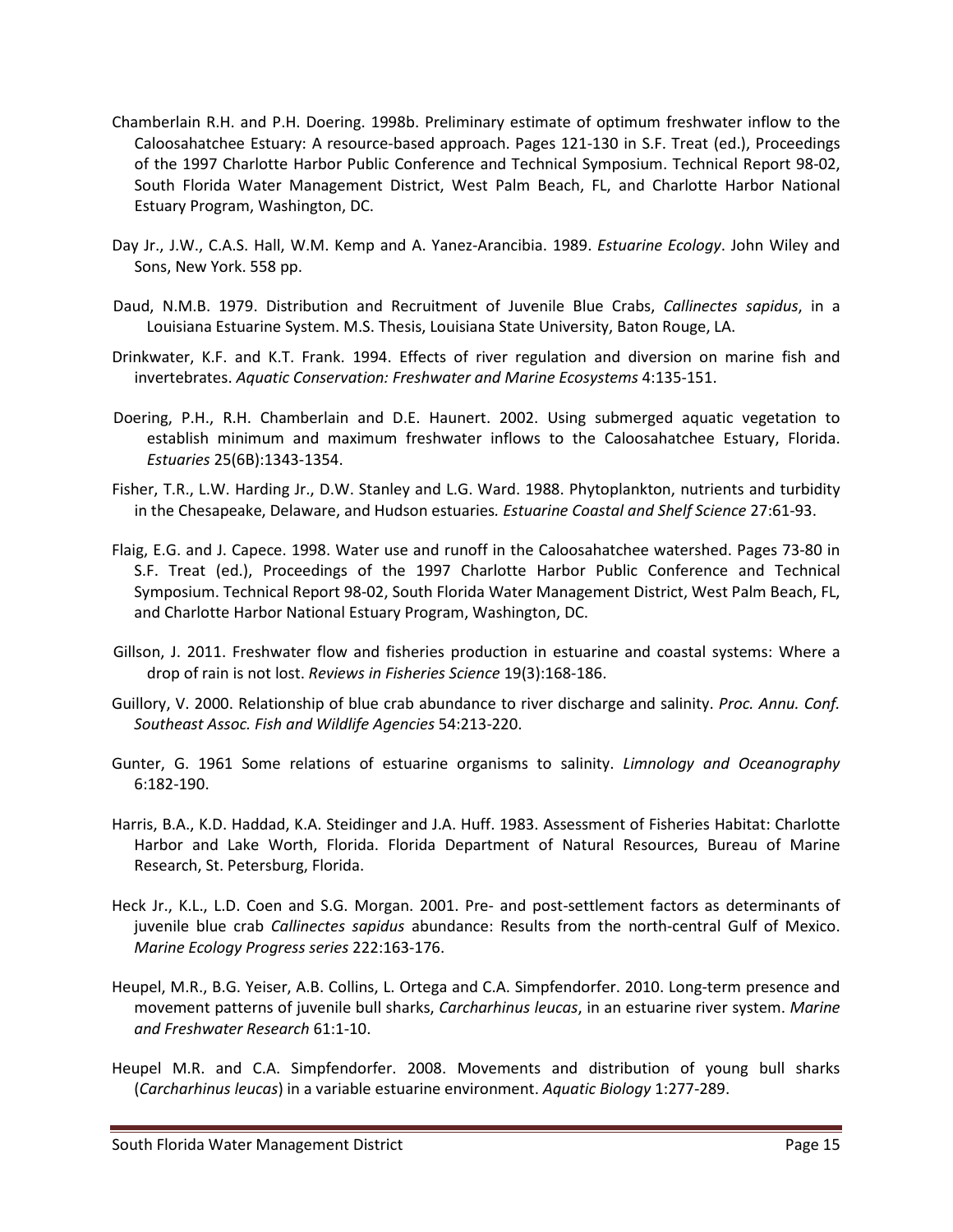Chamberlain R.H. and P.H. Doering. 1998b. Preliminary estimate of optimum freshwater inflow to the Caloosahatchee Estuary: A resource-based approach. Pages 121-130 in S.F. Treat (ed.), Proceedings of the 1997 Charlotte Harbor Public Conference and Technical Symposium. Technical Report 98-02, South Florida Water Management District, West Palm Beach, FL, and Charlotte Harbor National Estuary Program, Washington, DC.

Day Jr., J.W., C.A.S. Hall, W.M. Kemp and A. Yanez-Arancibia. 1989. *Estuarine Ecology*. John Wiley and Sons, New York. 558 pp.

Daud, N.M.B. 1979. Distribution and Recruitment of Juvenile Blue Crabs, *Callinectes sapidus*, in a Louisiana Estuarine System. M.S. Thesis, Louisiana State University, Baton Rouge, LA.

Drinkwater, K.F. and K.T. Frank. 1994. Effects of river regulation and diversion on marine fish and invertebrates. *Aquatic Conservation: Freshwater and Marine Ecosystems* 4:135-151.

Doering, P.H., R.H. Chamberlain and D.E. Haunert. 2002. Using submerged aquatic vegetation to establish minimum and maximum freshwater inflows to the Caloosahatchee Estuary, Florida. *Estuaries* 25(6B):1343-1354.

Fisher, T.R., L.W. Harding Jr., D.W. Stanley and L.G. Ward. 1988. Phytoplankton, nutrients and turbidity in the Chesapeake, Delaware, and Hudson estuaries*. Estuarine Coastal and Shelf Science* 27:61-93.

Flaig, E.G. and J. Capece. 1998. Water use and runoff in the Caloosahatchee watershed. Pages 73-80 in S.F. Treat (ed.), Proceedings of the 1997 Charlotte Harbor Public Conference and Technical Symposium. Technical Report 98-02, South Florida Water Management District, West Palm Beach, FL, and Charlotte Harbor National Estuary Program, Washington, DC.

Gillson, J. 2011. Freshwater flow and fisheries production in estuarine and coastal systems: Where a drop of rain is not lost. *Reviews in Fisheries Science* 19(3):168-186.

Guillory, V. 2000. Relationship of blue crab abundance to river discharge and salinity. *Proc. Annu. Conf. Southeast Assoc. Fish and Wildlife Agencies* 54:213-220.

Gunter, G. 1961 Some relations of estuarine organisms to salinity. *Limnology and Oceanography* 6:182-190.

Harris, B.A., K.D. Haddad, K.A. Steidinger and J.A. Huff. 1983. Assessment of Fisheries Habitat: Charlotte Harbor and Lake Worth, Florida. Florida Department of Natural Resources, Bureau of Marine Research, St. Petersburg, Florida.

Heck Jr., K.L., L.D. Coen and S.G. Morgan. 2001. Pre- and post-settlement factors as determinants of juvenile blue crab *Callinectes sapidus* abundance: Results from the north-central Gulf of Mexico. *Marine Ecology Progress series* 222:163-176.

Heupel, M.R., B.G. Yeiser, A.B. Collins, L. Ortega and C.A. Simpfendorfer. 2010. Long-term presence and movement patterns of juvenile bull sharks, *Carcharhinus leucas*, in an estuarine river system. *Marine and Freshwater Research* 61:1-10.

Heupel M.R. and C.A. Simpfendorfer. 2008. Movements and distribution of young bull sharks (*Carcharhinus leucas*) in a variable estuarine environment. *Aquatic Biology* 1:277-289.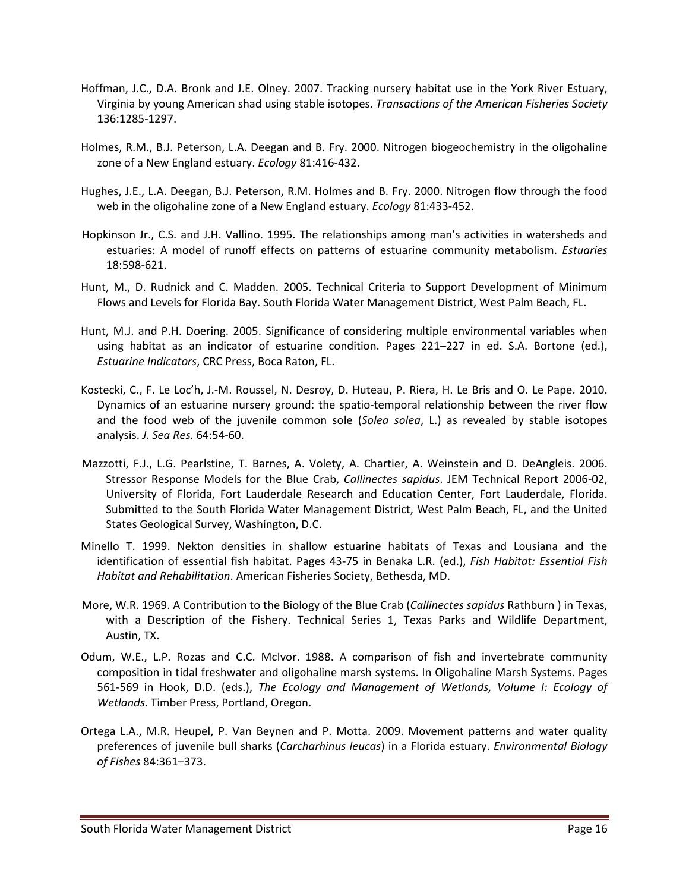Hoffman, J.C., D.A. Bronk and J.E. Olney. 2007. Tracking nursery habitat use in the York River Estuary, Virginia by young American shad using stable isotopes. *Transactions of the American Fisheries Society* 136:1285-1297.

Holmes, R.M., B.J. Peterson, L.A. Deegan and B. Fry. 2000. Nitrogen biogeochemistry in the oligohaline zone of a New England estuary. *Ecology* 81:416-432.

Hughes, J.E., L.A. Deegan, B.J. Peterson, R.M. Holmes and B. Fry. 2000. Nitrogen flow through the food web in the oligohaline zone of a New England estuary. *Ecology* 81:433-452.

Hopkinson Jr., C.S. and J.H. Vallino. 1995. The relationships among man's activities in watersheds and estuaries: A model of runoff effects on patterns of estuarine community metabolism. *Estuaries* 18:598-621.

Hunt, M., D. Rudnick and C. Madden. 2005. Technical Criteria to Support Development of Minimum Flows and Levels for Florida Bay. South Florida Water Management District, West Palm Beach, FL.

Hunt, M.J. and P.H. Doering. 2005. Significance of considering multiple environmental variables when using habitat as an indicator of estuarine condition. Pages 221–227 in ed. S.A. Bortone (ed.), *Estuarine Indicators*, CRC Press, Boca Raton, FL.

Kostecki, C., F. Le Loc'h, J.-M. Roussel, N. Desroy, D. Huteau, P. Riera, H. Le Bris and O. Le Pape. 2010. Dynamics of an estuarine nursery ground: the spatio-temporal relationship between the river flow and the food web of the juvenile common sole (*Solea solea*, L.) as revealed by stable isotopes analysis. *J. Sea Res.* 64:54-60.

Mazzotti, F.J., L.G. Pearlstine, T. Barnes, A. Volety, A. Chartier, A. Weinstein and D. DeAngleis. 2006. Stressor Response Models for the Blue Crab, *Callinectes sapidus*. JEM Technical Report 2006-02, University of Florida, Fort Lauderdale Research and Education Center, Fort Lauderdale, Florida. Submitted to the South Florida Water Management District, West Palm Beach, FL, and the United States Geological Survey, Washington, D.C.

Minello T. 1999. Nekton densities in shallow estuarine habitats of Texas and Lousiana and the identification of essential fish habitat. Pages 43-75 in Benaka L.R. (ed.), *Fish Habitat: Essential Fish Habitat and Rehabilitation*. American Fisheries Society, Bethesda, MD.

More, W.R. 1969. A Contribution to the Biology of the Blue Crab (*Callinectes sapidus* Rathburn ) in Texas, with a Description of the Fishery. Technical Series 1, Texas Parks and Wildlife Department, Austin, TX.

Odum, W.E., L.P. Rozas and C.C. McIvor. 1988. A comparison of fish and invertebrate community composition in tidal freshwater and oligohaline marsh systems. In Oligohaline Marsh Systems. Pages 561-569 in Hook, D.D. (eds.), *The Ecology and Management of Wetlands, Volume I: Ecology of Wetlands*. Timber Press, Portland, Oregon.

Ortega L.A., M.R. Heupel, P. Van Beynen and P. Motta. 2009. Movement patterns and water quality preferences of juvenile bull sharks (*Carcharhinus leucas*) in a Florida estuary. *Environmental Biology of Fishes* 84:361–373.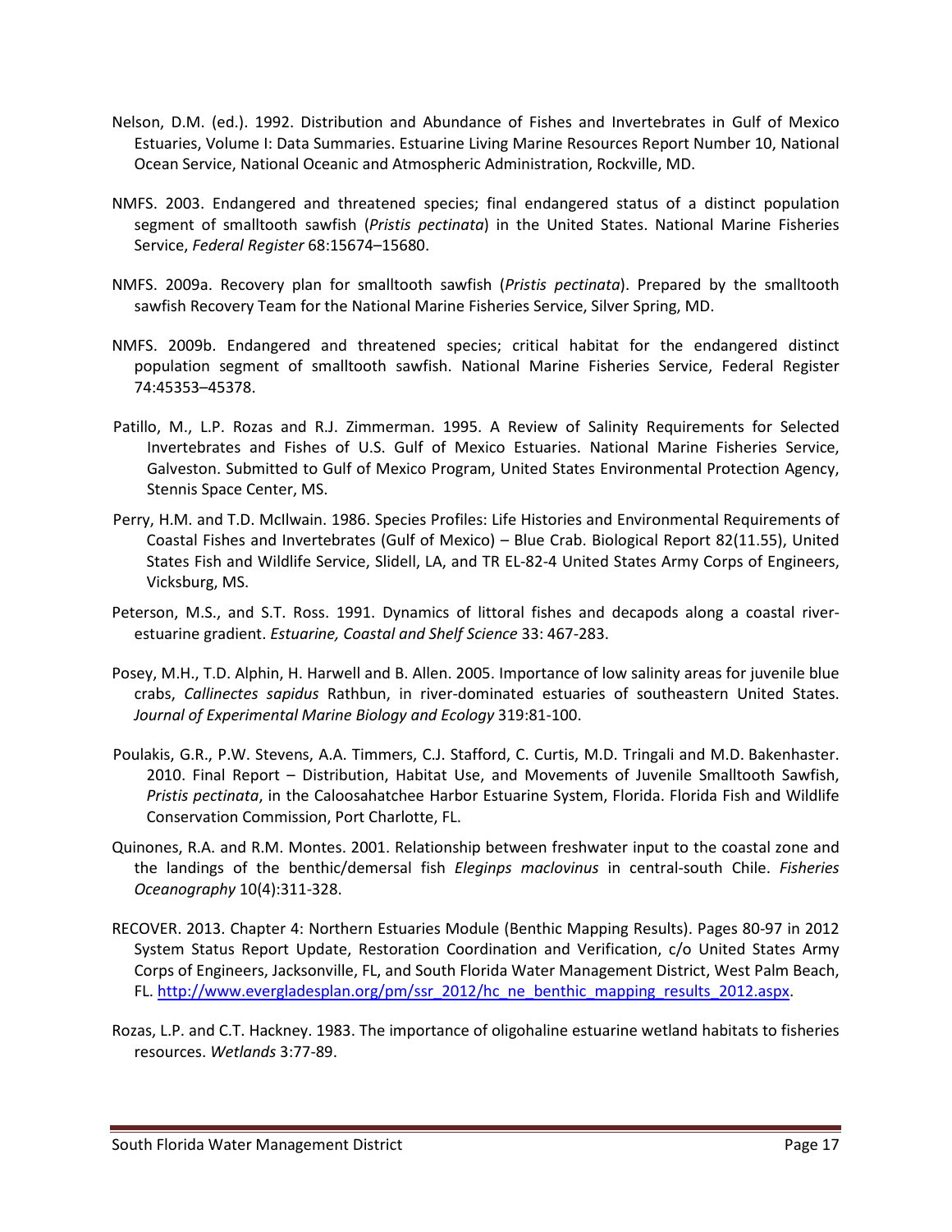Nelson, D.M. (ed.). 1992. Distribution and Abundance of Fishes and Invertebrates in Gulf of Mexico Estuaries, Volume I: Data Summaries. Estuarine Living Marine Resources Report Number 10, National Ocean Service, National Oceanic and Atmospheric Administration, Rockville, MD.

NMFS. 2003. Endangered and threatened species; final endangered status of a distinct population segment of smalltooth sawfish (*Pristis pectinata*) in the United States. National Marine Fisheries Service, *Federal Register* 68:15674–15680.

NMFS. 2009a. Recovery plan for smalltooth sawfish (*Pristis pectinata*). Prepared by the smalltooth sawfish Recovery Team for the National Marine Fisheries Service, Silver Spring, MD.

NMFS. 2009b. Endangered and threatened species; critical habitat for the endangered distinct population segment of smalltooth sawfish. National Marine Fisheries Service, Federal Register 74:45353–45378.

Patillo, M., L.P. Rozas and R.J. Zimmerman. 1995. A Review of Salinity Requirements for Selected Invertebrates and Fishes of U.S. Gulf of Mexico Estuaries. National Marine Fisheries Service, Galveston. Submitted to Gulf of Mexico Program, United States Environmental Protection Agency, Stennis Space Center, MS.

Perry, H.M. and T.D. McIlwain. 1986. Species Profiles: Life Histories and Environmental Requirements of Coastal Fishes and Invertebrates (Gulf of Mexico) – Blue Crab. Biological Report 82(11.55), United States Fish and Wildlife Service, Slidell, LA, and TR EL-82-4 United States Army Corps of Engineers, Vicksburg, MS.

Peterson, M.S., and S.T. Ross. 1991. Dynamics of littoral fishes and decapods along a coastal river-estuarine gradient. *Estuarine, Coastal and Shelf Science* 33: 467-283.

Posey, M.H., T.D. Alphin, H. Harwell and B. Allen. 2005. Importance of low salinity areas for juvenile blue crabs, *Callinectes sapidus* Rathbun, in river-dominated estuaries of southeastern United States. *Journal of Experimental Marine Biology and Ecology* 319:81-100.

Poulakis, G.R., P.W. Stevens, A.A. Timmers, C.J. Stafford, C. Curtis, M.D. Tringali and M.D. Bakenhaster. 2010. Final Report – Distribution, Habitat Use, and Movements of Juvenile Smalltooth Sawfish, *Pristis pectinata*, in the Caloosahatchee Harbor Estuarine System, Florida. Florida Fish and Wildlife Conservation Commission, Port Charlotte, FL.

Quinones, R.A. and R.M. Montes. 2001. Relationship between freshwater input to the coastal zone and the landings of the benthic/demersal fish *Eleginps maclovinus* in central-south Chile. *Fisheries Oceanography* 10(4):311-328.

RECOVER. 2013. Chapter 4: Northern Estuaries Module (Benthic Mapping Results). Pages 80-97 in 2012 System Status Report Update, Restoration Coordination and Verification, c/o United States Army Corps of Engineers, Jacksonville, FL, and South Florida Water Management District, West Palm Beach, FL. http://www.evergladesplan.org/pm/ssr_2012/hc_ne_benthic_mapping_results_2012.aspx.

Rozas, L.P. and C.T. Hackney. 1983. The importance of oligohaline estuarine wetland habitats to fisheries resources. *Wetlands* 3:77-89.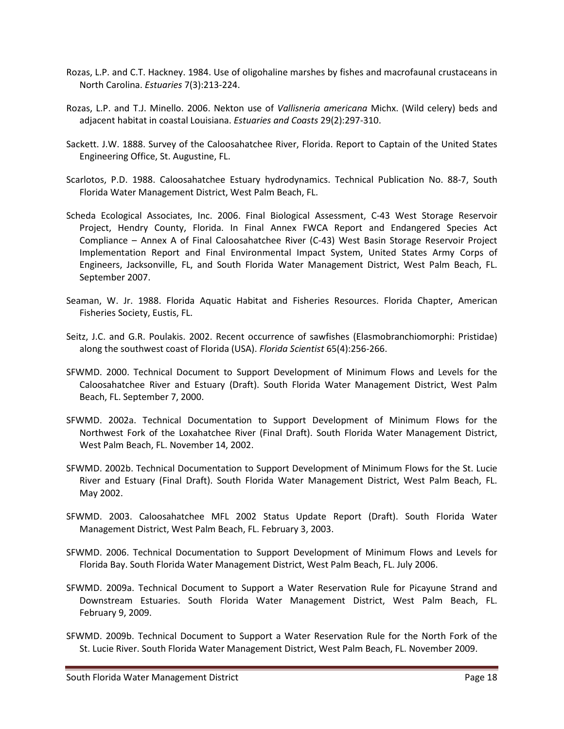Rozas, L.P. and C.T. Hackney. 1984. Use of oligohaline marshes by fishes and macrofaunal crustaceans in North Carolina. *Estuaries* 7(3):213-224.

Rozas, L.P. and T.J. Minello. 2006. Nekton use of *Vallisneria americana* Michx. (Wild celery) beds and adjacent habitat in coastal Louisiana. *Estuaries and Coasts* 29(2):297-310.

Sackett. J.W. 1888. Survey of the Caloosahatchee River, Florida. Report to Captain of the United States Engineering Office, St. Augustine, FL.

Scarlotos, P.D. 1988. Caloosahatchee Estuary hydrodynamics. Technical Publication No. 88-7, South Florida Water Management District, West Palm Beach, FL.

Scheda Ecological Associates, Inc. 2006. Final Biological Assessment, C-43 West Storage Reservoir Project, Hendry County, Florida. In Final Annex FWCA Report and Endangered Species Act Compliance – Annex A of Final Caloosahatchee River (C-43) West Basin Storage Reservoir Project Implementation Report and Final Environmental Impact System, United States Army Corps of Engineers, Jacksonville, FL, and South Florida Water Management District, West Palm Beach, FL. September 2007.

Seaman, W. Jr. 1988. Florida Aquatic Habitat and Fisheries Resources. Florida Chapter, American Fisheries Society, Eustis, FL.

Seitz, J.C. and G.R. Poulakis. 2002. Recent occurrence of sawfishes (Elasmobranchiomorphi: Pristidae) along the southwest coast of Florida (USA). *Florida Scientist* 65(4):256-266.

SFWMD. 2000. Technical Document to Support Development of Minimum Flows and Levels for the Caloosahatchee River and Estuary (Draft). South Florida Water Management District, West Palm Beach, FL. September 7, 2000.

SFWMD. 2002a. Technical Documentation to Support Development of Minimum Flows for the Northwest Fork of the Loxahatchee River (Final Draft). South Florida Water Management District, West Palm Beach, FL. November 14, 2002.

SFWMD. 2002b. Technical Documentation to Support Development of Minimum Flows for the St. Lucie River and Estuary (Final Draft). South Florida Water Management District, West Palm Beach, FL. May 2002.

SFWMD. 2003. Caloosahatchee MFL 2002 Status Update Report (Draft). South Florida Water Management District, West Palm Beach, FL. February 3, 2003.

SFWMD. 2006. Technical Documentation to Support Development of Minimum Flows and Levels for Florida Bay. South Florida Water Management District, West Palm Beach, FL. July 2006.

SFWMD. 2009a. Technical Document to Support a Water Reservation Rule for Picayune Strand and Downstream Estuaries. South Florida Water Management District, West Palm Beach, FL. February 9, 2009.

SFWMD. 2009b. Technical Document to Support a Water Reservation Rule for the North Fork of the St. Lucie River. South Florida Water Management District, West Palm Beach, FL. November 2009.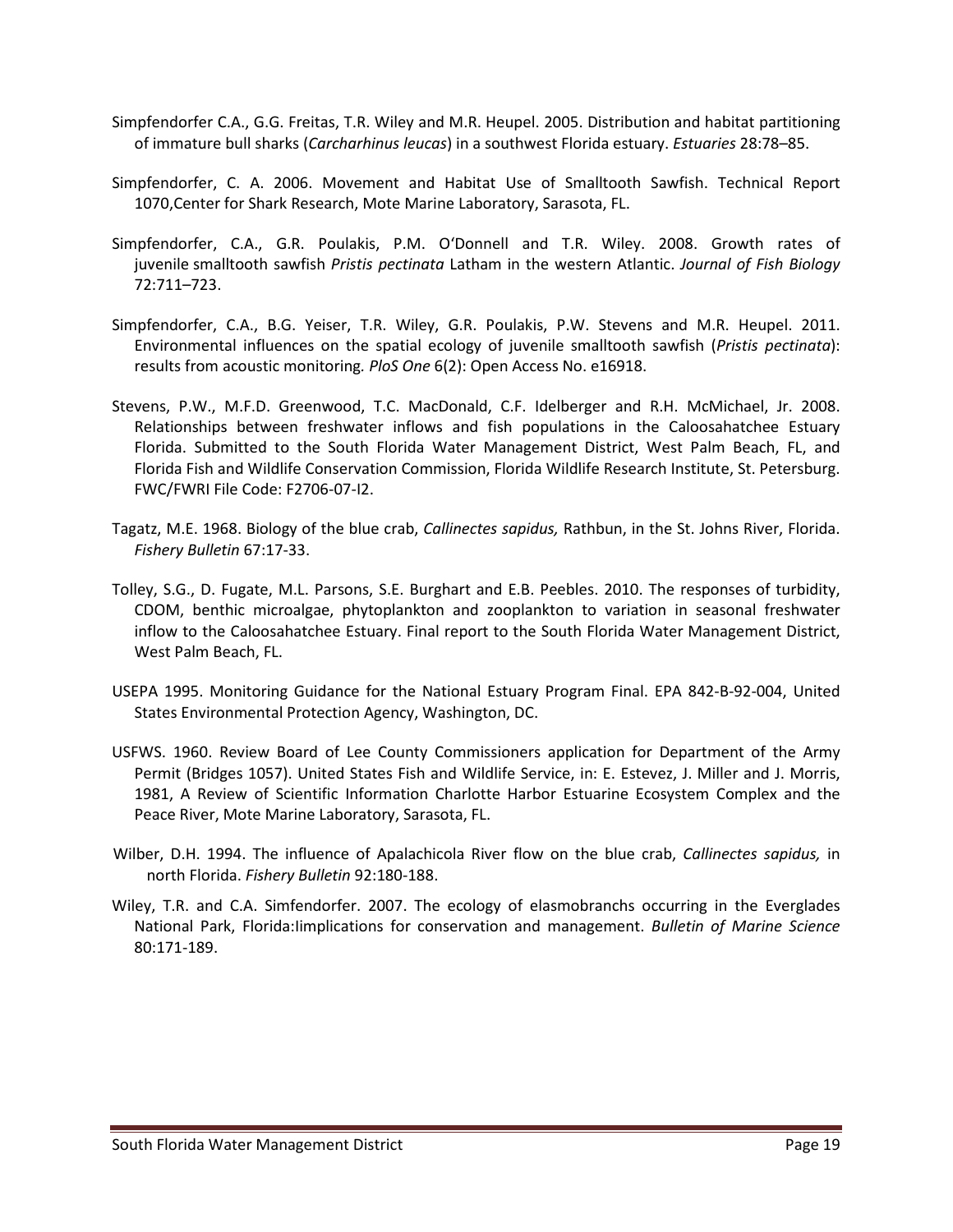Simpfendorfer C.A., G.G. Freitas, T.R. Wiley and M.R. Heupel. 2005. Distribution and habitat partitioning of immature bull sharks (*Carcharhinus leucas*) in a southwest Florida estuary. *Estuaries* 28:78–85.

Simpfendorfer, C. A. 2006. Movement and Habitat Use of Smalltooth Sawfish. Technical Report 1070,Center for Shark Research, Mote Marine Laboratory, Sarasota, FL.

Simpfendorfer, C.A., G.R. Poulakis, P.M. O'Donnell and T.R. Wiley. 2008. Growth rates of juvenile smalltooth sawfish *Pristis pectinata* Latham in the western Atlantic. *Journal of Fish Biology* 72:711–723.

Simpfendorfer, C.A., B.G. Yeiser, T.R. Wiley, G.R. Poulakis, P.W. Stevens and M.R. Heupel. 2011. Environmental influences on the spatial ecology of juvenile smalltooth sawfish (*Pristis pectinata*): results from acoustic monitoring. *PloS One* 6(2): Open Access No. e16918.

Stevens, P.W., M.F.D. Greenwood, T.C. MacDonald, C.F. Idelberger and R.H. McMichael, Jr. 2008. Relationships between freshwater inflows and fish populations in the Caloosahatchee Estuary Florida. Submitted to the South Florida Water Management District, West Palm Beach, FL, and Florida Fish and Wildlife Conservation Commission, Florida Wildlife Research Institute, St. Petersburg. FWC/FWRI File Code: F2706-07-I2.

Tagatz, M.E. 1968. Biology of the blue crab, *Callinectes sapidus,* Rathbun, in the St. Johns River, Florida. *Fishery Bulletin* 67:17-33.

Tolley, S.G., D. Fugate, M.L. Parsons, S.E. Burghart and E.B. Peebles. 2010. The responses of turbidity, CDOM, benthic microalgae, phytoplankton and zooplankton to variation in seasonal freshwater inflow to the Caloosahatchee Estuary. Final report to the South Florida Water Management District, West Palm Beach, FL.

USEPA 1995. Monitoring Guidance for the National Estuary Program Final. EPA 842-B-92-004, United States Environmental Protection Agency, Washington, DC.

USFWS. 1960. Review Board of Lee County Commissioners application for Department of the Army Permit (Bridges 1057). United States Fish and Wildlife Service, in: E. Estevez, J. Miller and J. Morris, 1981, A Review of Scientific Information Charlotte Harbor Estuarine Ecosystem Complex and the Peace River, Mote Marine Laboratory, Sarasota, FL.

Wilber, D.H. 1994. The influence of Apalachicola River flow on the blue crab, *Callinectes sapidus,* in north Florida. *Fishery Bulletin* 92:180-188.

Wiley, T.R. and C.A. Simfendorfer. 2007. The ecology of elasmobranchs occurring in the Everglades National Park, Florida:Iimplications for conservation and management. *Bulletin of Marine Science* 80:171-189.